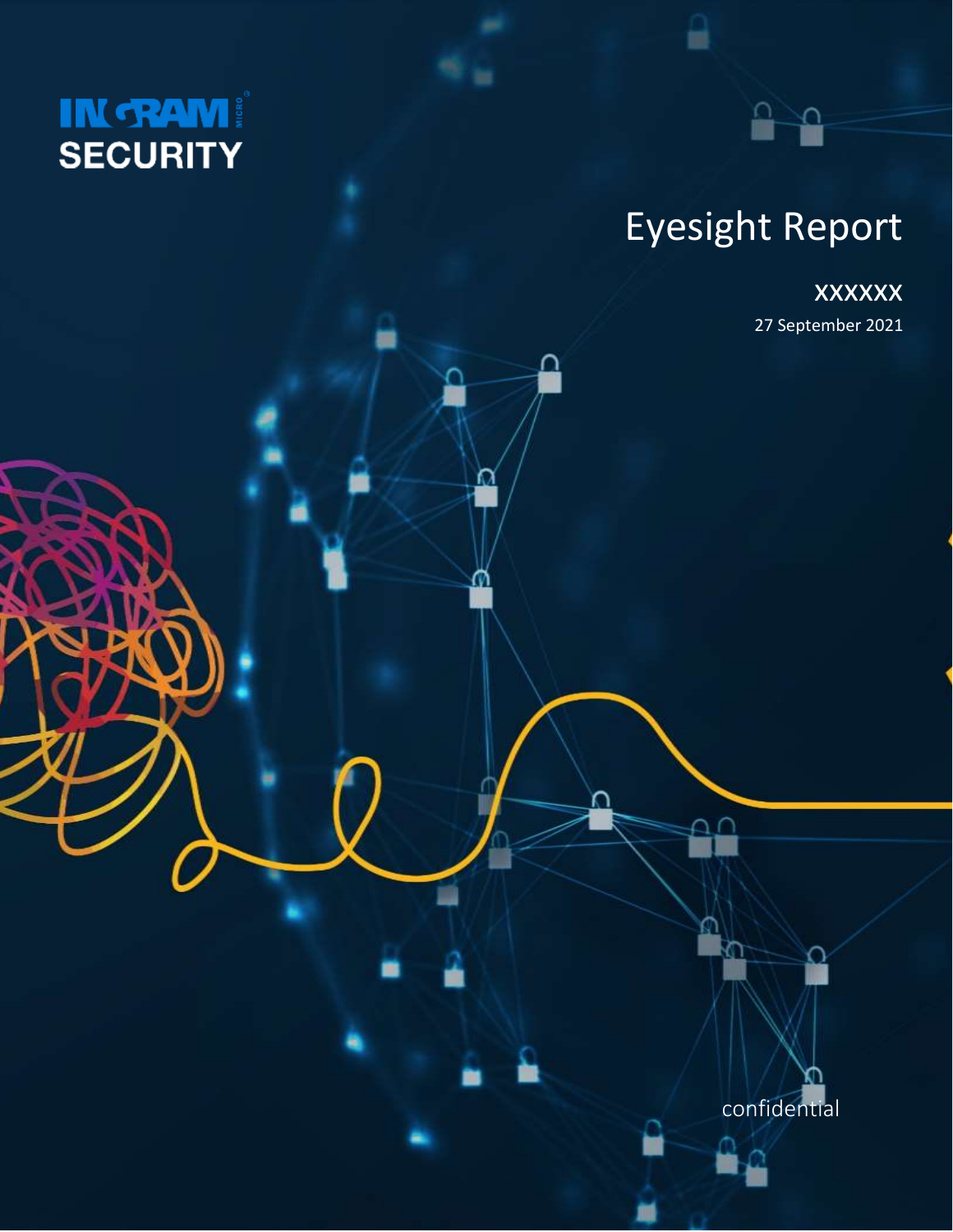INGRAM MICRO SECURITY

# Eyesight Report

**XXXXXX**

27 September 2021

confidential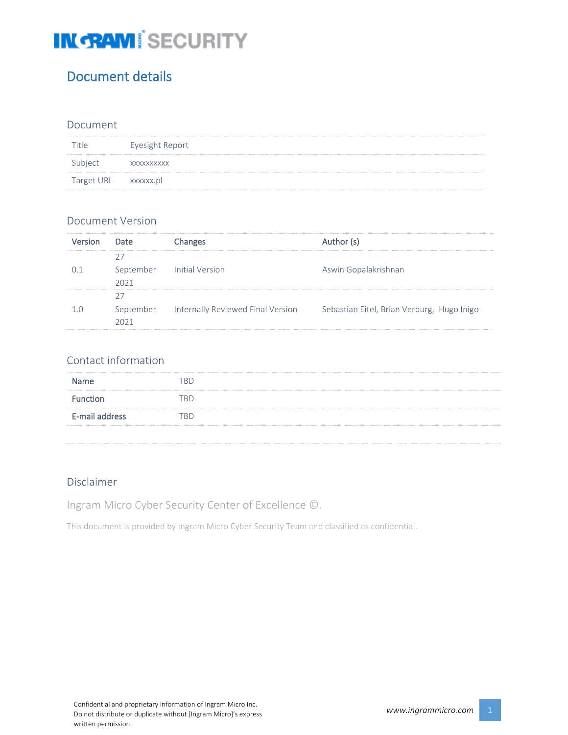# Document details

## Document

| Title | Eyesight Report |
|---|---|
| Subject | xxxxxxxxxx |
| Target URL | xxxxxx.pl |

## Document Version

| Version | Date | Changes | Author (s) |
|---|---|---|---|
| 0.1 | 27 September 2021 | Initial Version | Aswin Gopalakrishnan |
| 1.0 | 27 September 2021 | Internally Reviewed Final Version | Sebastian Eitel, Brian Verburg, Hugo Inigo |

## Contact information

| Name | TBD |
|---|---|
| Function | TBD |
| E-mail address | TBD |

## Disclaimer

Ingram Micro Cyber Security Center of Excellence ©.

This document is provided by Ingram Micro Cyber Security Team and classified as confidential.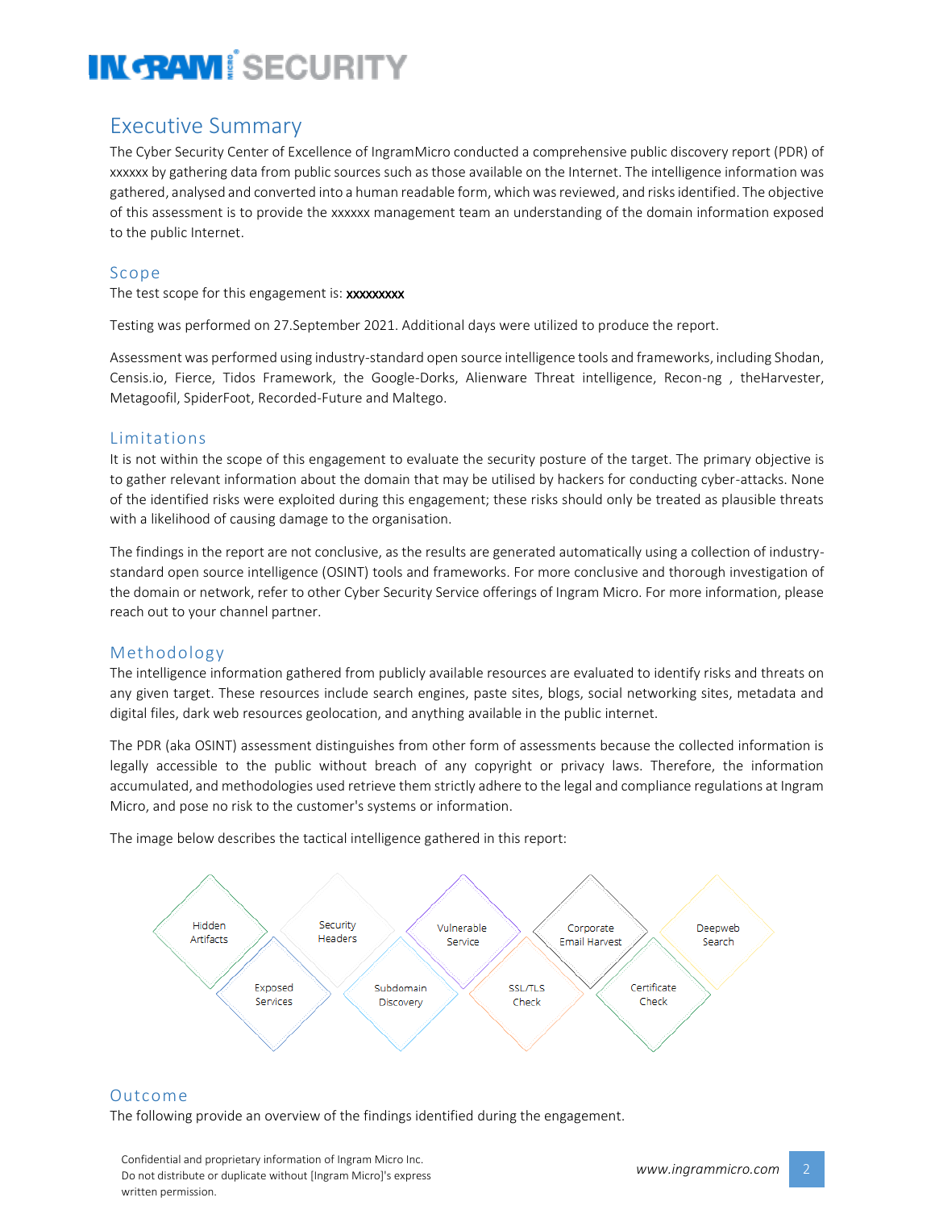## Executive Summary

The Cyber Security Center of Excellence of IngramMicro conducted a comprehensive public discovery report (PDR) of xxxxxx by gathering data from public sources such as those available on the Internet. The intelligence information was gathered, analysed and converted into a human readable form, which was reviewed, and risks identified. The objective of this assessment is to provide the xxxxxx management team an understanding of the domain information exposed to the public Internet.

### Scope

The test scope for this engagement is: xxxxxxxxx

Testing was performed on 27.September 2021. Additional days were utilized to produce the report.

Assessment was performed using industry-standard open source intelligence tools and frameworks, including Shodan, Censis.io, Fierce, Tidos Framework, the Google-Dorks, Alienware Threat intelligence, Recon-ng , theHarvester, Metagoofil, SpiderFoot, Recorded-Future and Maltego.

### Limitations

It is not within the scope of this engagement to evaluate the security posture of the target. The primary objective is to gather relevant information about the domain that may be utilised by hackers for conducting cyber-attacks. None of the identified risks were exploited during this engagement; these risks should only be treated as plausible threats with a likelihood of causing damage to the organisation.

The findings in the report are not conclusive, as the results are generated automatically using a collection of industry-standard open source intelligence (OSINT) tools and frameworks. For more conclusive and thorough investigation of the domain or network, refer to other Cyber Security Service offerings of Ingram Micro. For more information, please reach out to your channel partner.

### Methodology

The intelligence information gathered from publicly available resources are evaluated to identify risks and threats on any given target. These resources include search engines, paste sites, blogs, social networking sites, metadata and digital files, dark web resources geolocation, and anything available in the public internet.

The PDR (aka OSINT) assessment distinguishes from other form of assessments because the collected information is legally accessible to the public without breach of any copyright or privacy laws. Therefore, the information accumulated, and methodologies used retrieve them strictly adhere to the legal and compliance regulations at Ingram Micro, and pose no risk to the customer's systems or information.

The image below describes the tactical intelligence gathered in this report:

Hidden Artifacts | Security Headers | Vulnerable Service | Corporate Email Harvest | Deepweb Search | Exposed Services | Subdomain Discovery | SSL/TLS Check | Certificate Check

### Outcome

The following provide an overview of the findings identified during the engagement.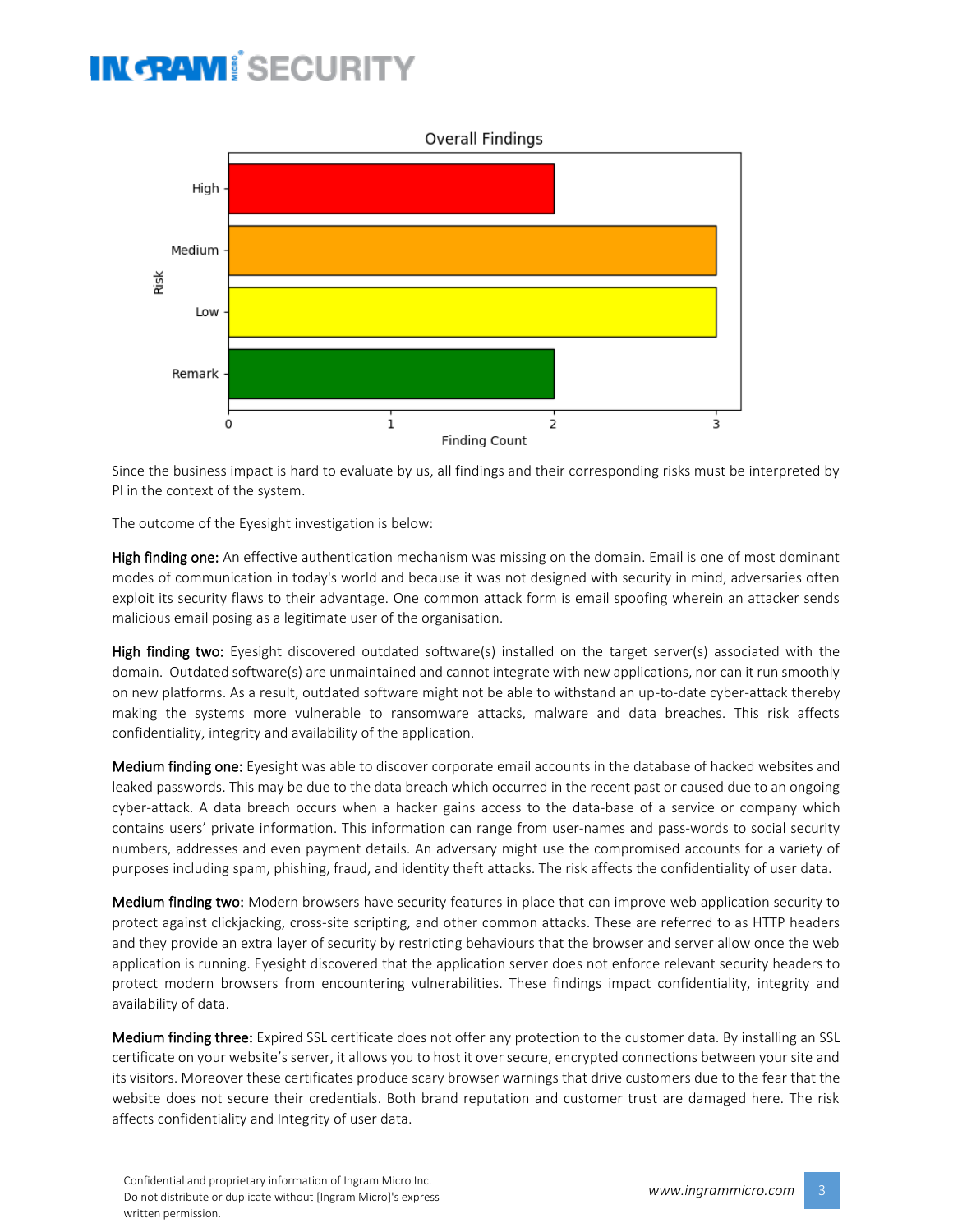Since the business impact is hard to evaluate by us, all findings and their corresponding risks must be interpreted by PI in the context of the system.

The outcome of the Eyesight investigation is below:

**High finding one:** An effective authentication mechanism was missing on the domain. Email is one of most dominant modes of communication in today's world and because it was not designed with security in mind, adversaries often exploit its security flaws to their advantage. One common attack form is email spoofing wherein an attacker sends malicious email posing as a legitimate user of the organisation.

**High finding two:** Eyesight discovered outdated software(s) installed on the target server(s) associated with the domain. Outdated software(s) are unmaintained and cannot integrate with new applications, nor can it run smoothly on new platforms. As a result, outdated software might not be able to withstand an up-to-date cyber-attack thereby making the systems more vulnerable to ransomware attacks, malware and data breaches. This risk affects confidentiality, integrity and availability of the application.

**Medium finding one:** Eyesight was able to discover corporate email accounts in the database of hacked websites and leaked passwords. This may be due to the data breach which occurred in the recent past or caused due to an ongoing cyber-attack. A data breach occurs when a hacker gains access to the data-base of a service or company which contains users' private information. This information can range from user-names and pass-words to social security numbers, addresses and even payment details. An adversary might use the compromised accounts for a variety of purposes including spam, phishing, fraud, and identity theft attacks. The risk affects the confidentiality of user data.

**Medium finding two:** Modern browsers have security features in place that can improve web application security to protect against clickjacking, cross-site scripting, and other common attacks. These are referred to as HTTP headers and they provide an extra layer of security by restricting behaviours that the browser and server allow once the web application is running. Eyesight discovered that the application server does not enforce relevant security headers to protect modern browsers from encountering vulnerabilities. These findings impact confidentiality, integrity and availability of data.

**Medium finding three:** Expired SSL certificate does not offer any protection to the customer data. By installing an SSL certificate on your website's server, it allows you to host it over secure, encrypted connections between your site and its visitors. Moreover these certificates produce scary browser warnings that drive customers due to the fear that the website does not secure their credentials. Both brand reputation and customer trust are damaged here. The risk affects confidentiality and Integrity of user data.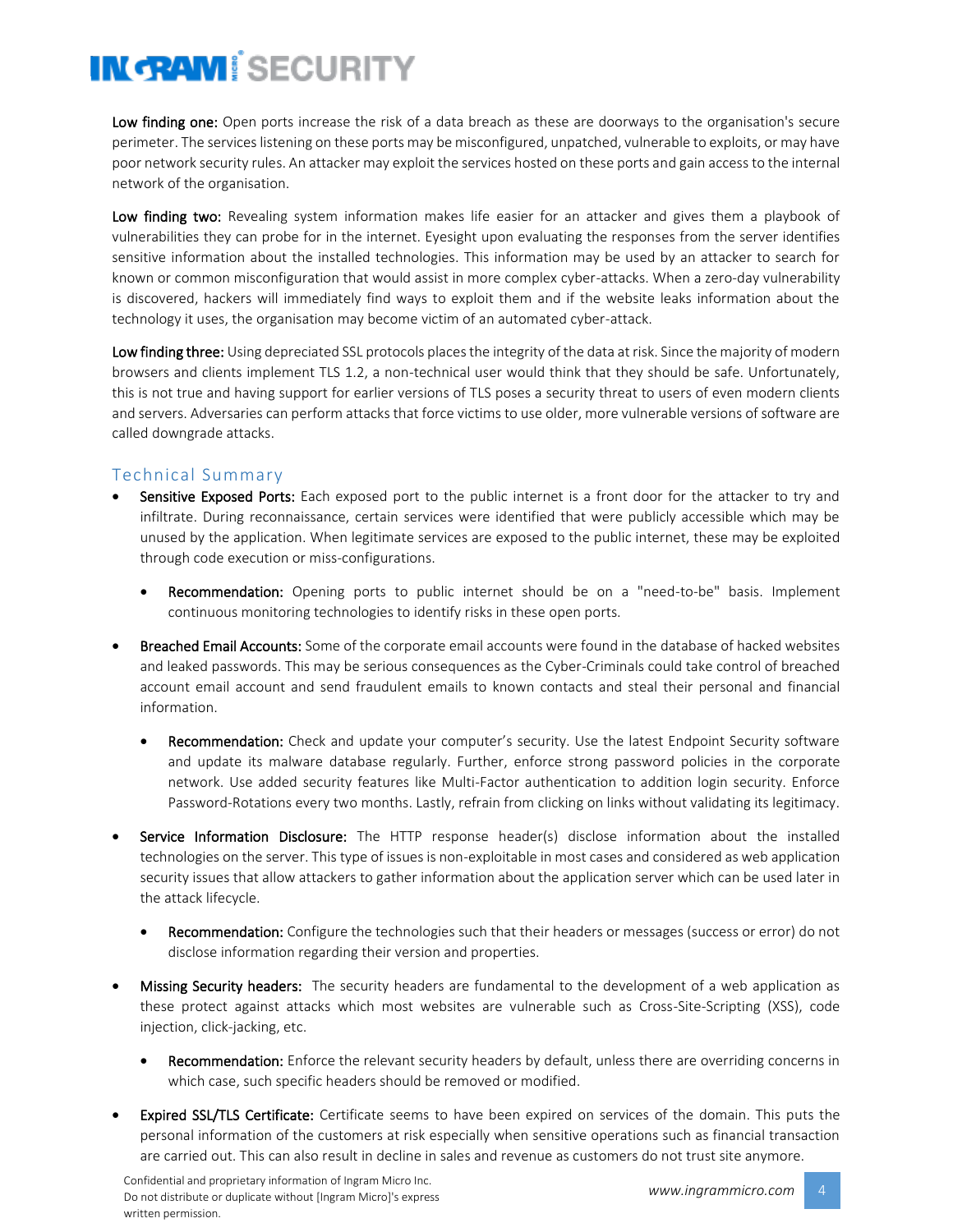**Low finding one:** Open ports increase the risk of a data breach as these are doorways to the organisation's secure perimeter. The services listening on these ports may be misconfigured, unpatched, vulnerable to exploits, or may have poor network security rules. An attacker may exploit the services hosted on these ports and gain access to the internal network of the organisation.

**Low finding two:** Revealing system information makes life easier for an attacker and gives them a playbook of vulnerabilities they can probe for in the internet. Eyesight upon evaluating the responses from the server identifies sensitive information about the installed technologies. This information may be used by an attacker to search for known or common misconfiguration that would assist in more complex cyber-attacks. When a zero-day vulnerability is discovered, hackers will immediately find ways to exploit them and if the website leaks information about the technology it uses, the organisation may become victim of an automated cyber-attack.

**Low finding three:** Using depreciated SSL protocols places the integrity of the data at risk. Since the majority of modern browsers and clients implement TLS 1.2, a non-technical user would think that they should be safe. Unfortunately, this is not true and having support for earlier versions of TLS poses a security threat to users of even modern clients and servers. Adversaries can perform attacks that force victims to use older, more vulnerable versions of software are called downgrade attacks.

## Technical Summary

- **Sensitive Exposed Ports:** Each exposed port to the public internet is a front door for the attacker to try and infiltrate. During reconnaissance, certain services were identified that were publicly accessible which may be unused by the application. When legitimate services are exposed to the public internet, these may be exploited through code execution or miss-configurations.
  - **Recommendation:** Opening ports to public internet should be on a "need-to-be" basis. Implement continuous monitoring technologies to identify risks in these open ports.
- **Breached Email Accounts:** Some of the corporate email accounts were found in the database of hacked websites and leaked passwords. This may be serious consequences as the Cyber-Criminals could take control of breached account email account and send fraudulent emails to known contacts and steal their personal and financial information.
  - **Recommendation:** Check and update your computer's security. Use the latest Endpoint Security software and update its malware database regularly. Further, enforce strong password policies in the corporate network. Use added security features like Multi-Factor authentication to addition login security. Enforce Password-Rotations every two months. Lastly, refrain from clicking on links without validating its legitimacy.
- **Service Information Disclosure:** The HTTP response header(s) disclose information about the installed technologies on the server. This type of issues is non-exploitable in most cases and considered as web application security issues that allow attackers to gather information about the application server which can be used later in the attack lifecycle.
  - **Recommendation:** Configure the technologies such that their headers or messages (success or error) do not disclose information regarding their version and properties.
- **Missing Security headers:** The security headers are fundamental to the development of a web application as these protect against attacks which most websites are vulnerable such as Cross-Site-Scripting (XSS), code injection, click-jacking, etc.
  - **Recommendation:** Enforce the relevant security headers by default, unless there are overriding concerns in which case, such specific headers should be removed or modified.
- **Expired SSL/TLS Certificate:** Certificate seems to have been expired on services of the domain. This puts the personal information of the customers at risk especially when sensitive operations such as financial transaction are carried out. This can also result in decline in sales and revenue as customers do not trust site anymore.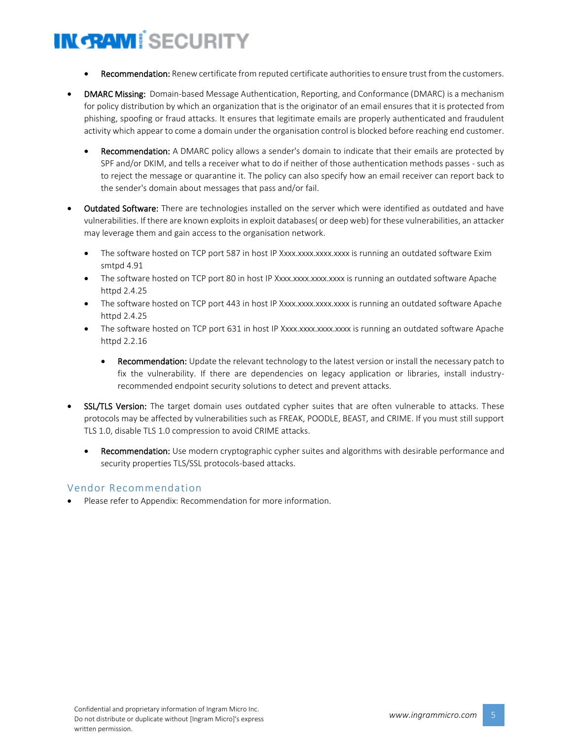- **Recommendation:** Renew certificate from reputed certificate authorities to ensure trust from the customers.

- **DMARC Missing:** Domain-based Message Authentication, Reporting, and Conformance (DMARC) is a mechanism for policy distribution by which an organization that is the originator of an email ensures that it is protected from phishing, spoofing or fraud attacks. It ensures that legitimate emails are properly authenticated and fraudulent activity which appear to come a domain under the organisation control is blocked before reaching end customer.

  - **Recommendation:** A DMARC policy allows a sender's domain to indicate that their emails are protected by SPF and/or DKIM, and tells a receiver what to do if neither of those authentication methods passes - such as to reject the message or quarantine it. The policy can also specify how an email receiver can report back to the sender's domain about messages that pass and/or fail.

- **Outdated Software:** There are technologies installed on the server which were identified as outdated and have vulnerabilities. If there are known exploits in exploit databases( or deep web) for these vulnerabilities, an attacker may leverage them and gain access to the organisation network.

  - The software hosted on TCP port 587 in host IP Xxxx.xxxx.xxxx.xxxx is running an outdated software Exim smtpd 4.91
  - The software hosted on TCP port 80 in host IP Xxxx.xxxx.xxxx.xxxx is running an outdated software Apache httpd 2.4.25
  - The software hosted on TCP port 443 in host IP Xxxx.xxxx.xxxx.xxxx is running an outdated software Apache httpd 2.4.25
  - The software hosted on TCP port 631 in host IP Xxxx.xxxx.xxxx.xxxx is running an outdated software Apache httpd 2.2.16

    - **Recommendation:** Update the relevant technology to the latest version or install the necessary patch to fix the vulnerability. If there are dependencies on legacy application or libraries, install industry-recommended endpoint security solutions to detect and prevent attacks.

- **SSL/TLS Version:** The target domain uses outdated cypher suites that are often vulnerable to attacks. These protocols may be affected by vulnerabilities such as FREAK, POODLE, BEAST, and CRIME. If you must still support TLS 1.0, disable TLS 1.0 compression to avoid CRIME attacks.

  - **Recommendation:** Use modern cryptographic cypher suites and algorithms with desirable performance and security properties TLS/SSL protocols-based attacks.

## Vendor Recommendation

- Please refer to Appendix: Recommendation for more information.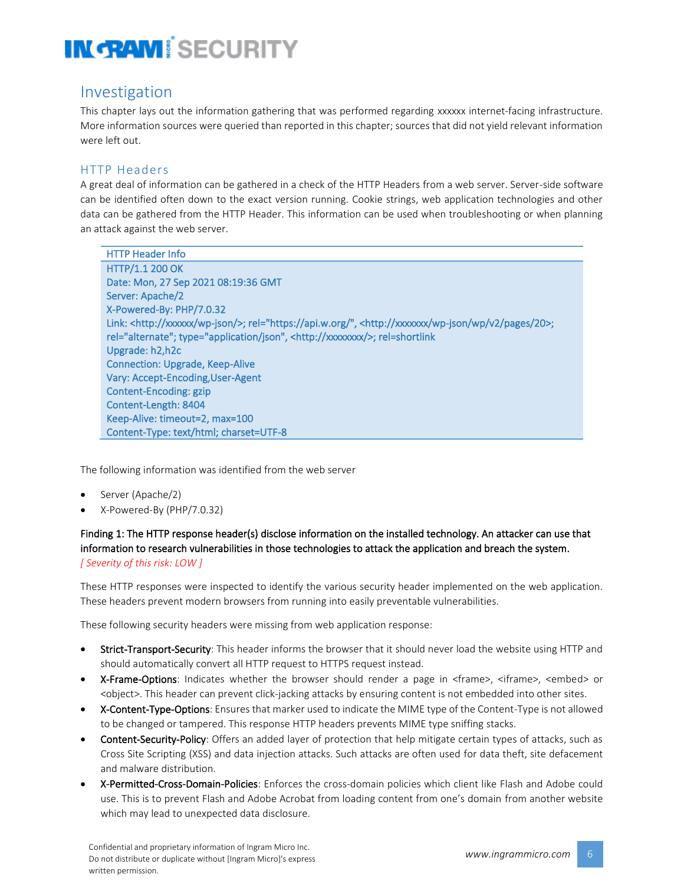## Investigation

This chapter lays out the information gathering that was performed regarding xxxxxx internet-facing infrastructure. More information sources were queried than reported in this chapter; sources that did not yield relevant information were left out.

### HTTP Headers

A great deal of information can be gathered in a check of the HTTP Headers from a web server. Server-side software can be identified often down to the exact version running. Cookie strings, web application technologies and other data can be gathered from the HTTP Header. This information can be used when troubleshooting or when planning an attack against the web server.

| HTTP Header Info |
| --- |
| HTTP/1.1 200 OK<br>Date: Mon, 27 Sep 2021 08:19:36 GMT<br>Server: Apache/2<br>X-Powered-By: PHP/7.0.32<br>Link: <http://xxxxxx/wp-json/>; rel="https://api.w.org/", <http://xxxxxxx/wp-json/wp/v2/pages/20>; rel="alternate"; type="application/json", <http://xxxxxxxx/>; rel=shortlink<br>Upgrade: h2,h2c<br>Connection: Upgrade, Keep-Alive<br>Vary: Accept-Encoding,User-Agent<br>Content-Encoding: gzip<br>Content-Length: 8404<br>Keep-Alive: timeout=2, max=100<br>Content-Type: text/html; charset=UTF-8 |

The following information was identified from the web server

- Server (Apache/2)
- X-Powered-By (PHP/7.0.32)

**Finding 1: The HTTP response header(s) disclose information on the installed technology. An attacker can use that information to research vulnerabilities in those technologies to attack the application and breach the system.**
*[ Severity of this risk: LOW ]*

These HTTP responses were inspected to identify the various security header implemented on the web application. These headers prevent modern browsers from running into easily preventable vulnerabilities.

These following security headers were missing from web application response:

- **Strict-Transport-Security**: This header informs the browser that it should never load the website using HTTP and should automatically convert all HTTP request to HTTPS request instead.
- **X-Frame-Options**: Indicates whether the browser should render a page in <frame>, <iframe>, <embed> or <object>. This header can prevent click-jacking attacks by ensuring content is not embedded into other sites.
- **X-Content-Type-Options**: Ensures that marker used to indicate the MIME type of the Content-Type is not allowed to be changed or tampered. This response HTTP headers prevents MIME type sniffing stacks.
- **Content-Security-Policy**: Offers an added layer of protection that help mitigate certain types of attacks, such as Cross Site Scripting (XSS) and data injection attacks. Such attacks are often used for data theft, site defacement and malware distribution.
- **X-Permitted-Cross-Domain-Policies**: Enforces the cross-domain policies which client like Flash and Adobe could use. This is to prevent Flash and Adobe Acrobat from loading content from one's domain from another website which may lead to unexpected data disclosure.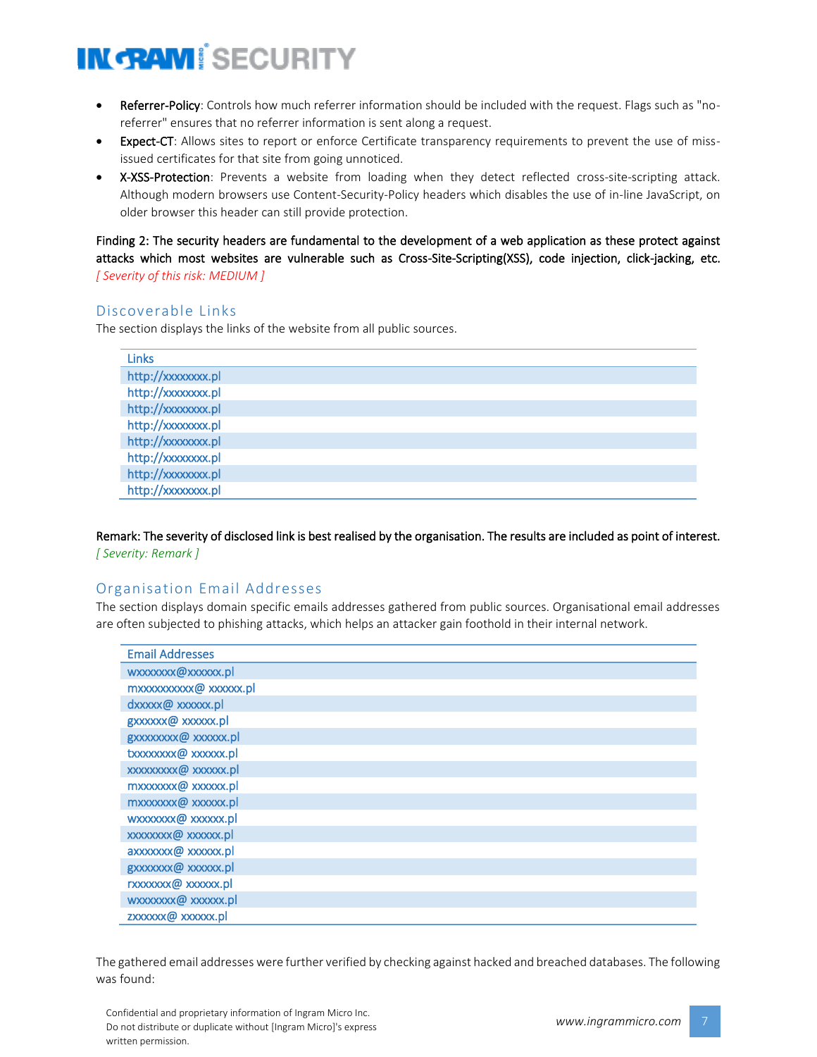- **Referrer-Policy**: Controls how much referrer information should be included with the request. Flags such as "no-referrer" ensures that no referrer information is sent along a request.
- **Expect-CT**: Allows sites to report or enforce Certificate transparency requirements to prevent the use of miss-issued certificates for that site from going unnoticed.
- **X-XSS-Protection**: Prevents a website from loading when they detect reflected cross-site-scripting attack. Although modern browsers use Content-Security-Policy headers which disables the use of in-line JavaScript, on older browser this header can still provide protection.

Finding 2: The security headers are fundamental to the development of a web application as these protect against attacks which most websites are vulnerable such as Cross-Site-Scripting(XSS), code injection, click-jacking, etc. *[ Severity of this risk: MEDIUM ]*

## Discoverable Links

The section displays the links of the website from all public sources.

| Links |
|---|
| http://xxxxxxxx.pl |
| http://xxxxxxxx.pl |
| http://xxxxxxxx.pl |
| http://xxxxxxxx.pl |
| http://xxxxxxxx.pl |
| http://xxxxxxxx.pl |
| http://xxxxxxxx.pl |
| http://xxxxxxxx.pl |

Remark: The severity of disclosed link is best realised by the organisation. The results are included as point of interest. *[ Severity: Remark ]*

## Organisation Email Addresses

The section displays domain specific emails addresses gathered from public sources. Organisational email addresses are often subjected to phishing attacks, which helps an attacker gain foothold in their internal network.

| Email Addresses |
|---|
| wxxxxxxx@xxxxxx.pl |
| mxxxxxxxxxx@ xxxxxx.pl |
| dxxxxx@ xxxxxx.pl |
| gxxxxxx@ xxxxxx.pl |
| gxxxxxxxx@ xxxxxx.pl |
| txxxxxxxx@ xxxxxx.pl |
| xxxxxxxxx@ xxxxxx.pl |
| mxxxxxxx@ xxxxxx.pl |
| mxxxxxxx@ xxxxxx.pl |
| wxxxxxxx@ xxxxxx.pl |
| xxxxxxxx@ xxxxxx.pl |
| axxxxxxx@ xxxxxx.pl |
| gxxxxxxx@ xxxxxx.pl |
| rxxxxxxx@ xxxxxx.pl |
| wxxxxxxx@ xxxxxx.pl |
| zxxxxxx@ xxxxxx.pl |

The gathered email addresses were further verified by checking against hacked and breached databases. The following was found: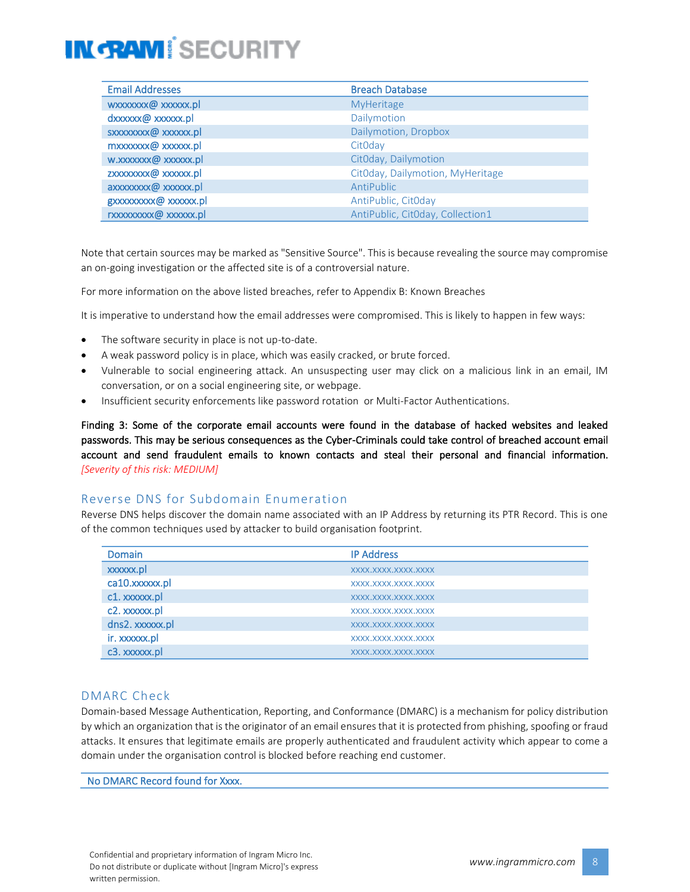| Email Addresses | Breach Database |
| --- | --- |
| wxxxxxxx@ xxxxxx.pl | MyHeritage |
| dxxxxxx@ xxxxxx.pl | Dailymotion |
| sxxxxxxxx@ xxxxxx.pl | Dailymotion, Dropbox |
| mxxxxxxx@ xxxxxx.pl | Cit0day |
| w.xxxxxxx@ xxxxxx.pl | Cit0day, Dailymotion |
| zxxxxxxxx@ xxxxxx.pl | Cit0day, Dailymotion, MyHeritage |
| axxxxxxxx@ xxxxxx.pl | AntiPublic |
| gxxxxxxxxx@ xxxxxx.pl | AntiPublic, Cit0day |
| rxxxxxxxxx@ xxxxxx.pl | AntiPublic, Cit0day, Collection1 |

Note that certain sources may be marked as "Sensitive Source". This is because revealing the source may compromise an on-going investigation or the affected site is of a controversial nature.

For more information on the above listed breaches, refer to Appendix B: Known Breaches

It is imperative to understand how the email addresses were compromised. This is likely to happen in few ways:

- The software security in place is not up-to-date.
- A weak password policy is in place, which was easily cracked, or brute forced.
- Vulnerable to social engineering attack. An unsuspecting user may click on a malicious link in an email, IM conversation, or on a social engineering site, or webpage.
- Insufficient security enforcements like password rotation or Multi-Factor Authentications.

**Finding 3: Some of the corporate email accounts were found in the database of hacked websites and leaked passwords. This may be serious consequences as the Cyber-Criminals could take control of breached account email account and send fraudulent emails to known contacts and steal their personal and financial information.** *[Severity of this risk: MEDIUM]*

## Reverse DNS for Subdomain Enumeration

Reverse DNS helps discover the domain name associated with an IP Address by returning its PTR Record. This is one of the common techniques used by attacker to build organisation footprint.

| Domain | IP Address |
| --- | --- |
| xxxxxx.pl | xxxx.xxxx.xxxx.xxxx |
| ca10.xxxxxx.pl | xxxx.xxxx.xxxx.xxxx |
| c1. xxxxxx.pl | xxxx.xxxx.xxxx.xxxx |
| c2. xxxxxx.pl | xxxx.xxxx.xxxx.xxxx |
| dns2. xxxxxx.pl | xxxx.xxxx.xxxx.xxxx |
| ir. xxxxxx.pl | xxxx.xxxx.xxxx.xxxx |
| c3. xxxxxx.pl | xxxx.xxxx.xxxx.xxxx |

## DMARC Check

Domain-based Message Authentication, Reporting, and Conformance (DMARC) is a mechanism for policy distribution by which an organization that is the originator of an email ensures that it is protected from phishing, spoofing or fraud attacks. It ensures that legitimate emails are properly authenticated and fraudulent activity which appear to come a domain under the organisation control is blocked before reaching end customer.

| No DMARC Record found for Xxxx. |
| --- |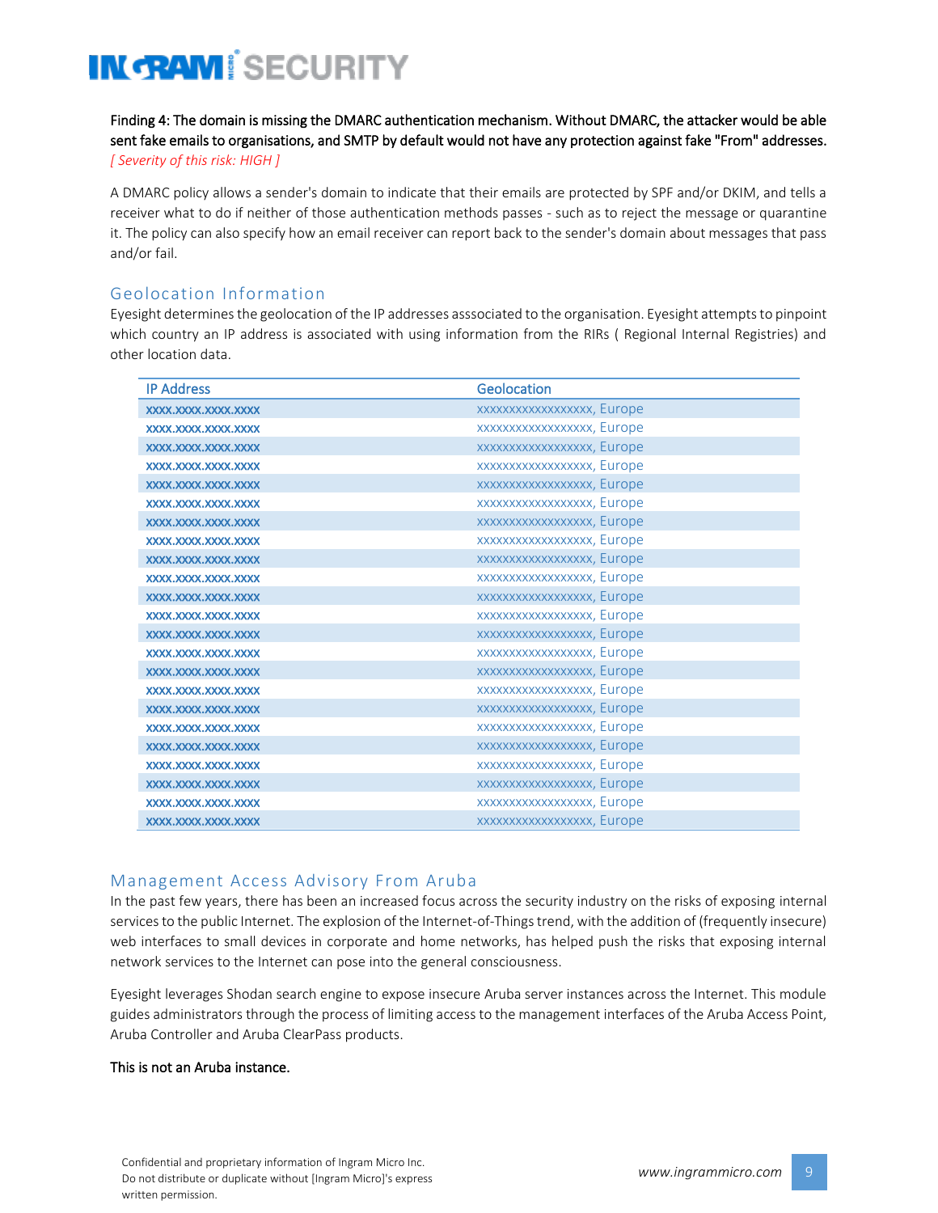**Finding 4: The domain is missing the DMARC authentication mechanism. Without DMARC, the attacker would be able sent fake emails to organisations, and SMTP by default would not have any protection against fake "From" addresses.**
*[ Severity of this risk: HIGH ]*

A DMARC policy allows a sender's domain to indicate that their emails are protected by SPF and/or DKIM, and tells a receiver what to do if neither of those authentication methods passes - such as to reject the message or quarantine it. The policy can also specify how an email receiver can report back to the sender's domain about messages that pass and/or fail.

## Geolocation Information

Eyesight determines the geolocation of the IP addresses asssociated to the organisation. Eyesight attempts to pinpoint which country an IP address is associated with using information from the RIRs ( Regional Internal Registries) and other location data.

| IP Address | Geolocation |
|---|---|
| xxxx.xxxx.xxxx.xxxx | xxxxxxxxxxxxxxxxxx, Europe |
| xxxx.xxxx.xxxx.xxxx | xxxxxxxxxxxxxxxxxx, Europe |
| xxxx.xxxx.xxxx.xxxx | xxxxxxxxxxxxxxxxxx, Europe |
| xxxx.xxxx.xxxx.xxxx | xxxxxxxxxxxxxxxxxx, Europe |
| xxxx.xxxx.xxxx.xxxx | xxxxxxxxxxxxxxxxxx, Europe |
| xxxx.xxxx.xxxx.xxxx | xxxxxxxxxxxxxxxxxx, Europe |
| xxxx.xxxx.xxxx.xxxx | xxxxxxxxxxxxxxxxxx, Europe |
| xxxx.xxxx.xxxx.xxxx | xxxxxxxxxxxxxxxxxx, Europe |
| xxxx.xxxx.xxxx.xxxx | xxxxxxxxxxxxxxxxxx, Europe |
| xxxx.xxxx.xxxx.xxxx | xxxxxxxxxxxxxxxxxx, Europe |
| xxxx.xxxx.xxxx.xxxx | xxxxxxxxxxxxxxxxxx, Europe |
| xxxx.xxxx.xxxx.xxxx | xxxxxxxxxxxxxxxxxx, Europe |
| xxxx.xxxx.xxxx.xxxx | xxxxxxxxxxxxxxxxxx, Europe |
| xxxx.xxxx.xxxx.xxxx | xxxxxxxxxxxxxxxxxx, Europe |
| xxxx.xxxx.xxxx.xxxx | xxxxxxxxxxxxxxxxxx, Europe |
| xxxx.xxxx.xxxx.xxxx | xxxxxxxxxxxxxxxxxx, Europe |
| xxxx.xxxx.xxxx.xxxx | xxxxxxxxxxxxxxxxxx, Europe |
| xxxx.xxxx.xxxx.xxxx | xxxxxxxxxxxxxxxxxx, Europe |
| xxxx.xxxx.xxxx.xxxx | xxxxxxxxxxxxxxxxxx, Europe |
| xxxx.xxxx.xxxx.xxxx | xxxxxxxxxxxxxxxxxx, Europe |
| xxxx.xxxx.xxxx.xxxx | xxxxxxxxxxxxxxxxxx, Europe |
| xxxx.xxxx.xxxx.xxxx | xxxxxxxxxxxxxxxxxx, Europe |
| xxxx.xxxx.xxxx.xxxx | xxxxxxxxxxxxxxxxxx, Europe |

## Management Access Advisory From Aruba

In the past few years, there has been an increased focus across the security industry on the risks of exposing internal services to the public Internet. The explosion of the Internet-of-Things trend, with the addition of (frequently insecure) web interfaces to small devices in corporate and home networks, has helped push the risks that exposing internal network services to the Internet can pose into the general consciousness.

Eyesight leverages Shodan search engine to expose insecure Aruba server instances across the Internet. This module guides administrators through the process of limiting access to the management interfaces of the Aruba Access Point, Aruba Controller and Aruba ClearPass products.

**This is not an Aruba instance.**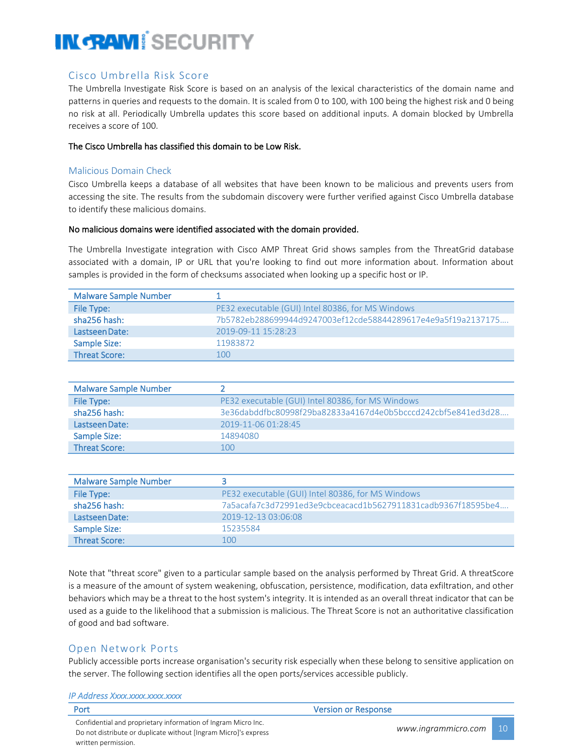## Cisco Umbrella Risk Score

The Umbrella Investigate Risk Score is based on an analysis of the lexical characteristics of the domain name and patterns in queries and requests to the domain. It is scaled from 0 to 100, with 100 being the highest risk and 0 being no risk at all. Periodically Umbrella updates this score based on additional inputs. A domain blocked by Umbrella receives a score of 100.

The Cisco Umbrella has classified this domain to be Low Risk.

### Malicious Domain Check

Cisco Umbrella keeps a database of all websites that have been known to be malicious and prevents users from accessing the site. The results from the subdomain discovery were further verified against Cisco Umbrella database to identify these malicious domains.

No malicious domains were identified associated with the domain provided.

The Umbrella Investigate integration with Cisco AMP Threat Grid shows samples from the ThreatGrid database associated with a domain, IP or URL that you're looking to find out more information about. Information about samples is provided in the form of checksums associated when looking up a specific host or IP.

| Malware Sample Number | 1 |
|---|---|
| File Type: | PE32 executable (GUI) Intel 80386, for MS Windows |
| sha256 hash: | 7b5782eb288699944d9247003ef12cde58844289617e4e9a5f19a2137175.... |
| Lastseen Date: | 2019-09-11 15:28:23 |
| Sample Size: | 11983872 |
| Threat Score: | 100 |

| Malware Sample Number | 2 |
|---|---|
| File Type: | PE32 executable (GUI) Intel 80386, for MS Windows |
| sha256 hash: | 3e36dabddfbc80998f29ba82833a4167d4e0b5bcccd242cbf5e841ed3d28.... |
| Lastseen Date: | 2019-11-06 01:28:45 |
| Sample Size: | 14894080 |
| Threat Score: | 100 |

| Malware Sample Number | 3 |
|---|---|
| File Type: | PE32 executable (GUI) Intel 80386, for MS Windows |
| sha256 hash: | 7a5acafa7c3d72991ed3e9cbceacacd1b5627911831cadb9367f18595be4.... |
| Lastseen Date: | 2019-12-13 03:06:08 |
| Sample Size: | 15235584 |
| Threat Score: | 100 |

Note that "threat score" given to a particular sample based on the analysis performed by Threat Grid. A threatScore is a measure of the amount of system weakening, obfuscation, persistence, modification, data exfiltration, and other behaviors which may be a threat to the host system's integrity. It is intended as an overall threat indicator that can be used as a guide to the likelihood that a submission is malicious. The Threat Score is not an authoritative classification of good and bad software.

## Open Network Ports

Publicly accessible ports increase organisation's security risk especially when these belong to sensitive application on the server. The following section identifies all the open ports/services accessible publicly.

*IP Address Xxxx.xxxx.xxxx.xxxx*

| Port | Version or Response |
|---|---|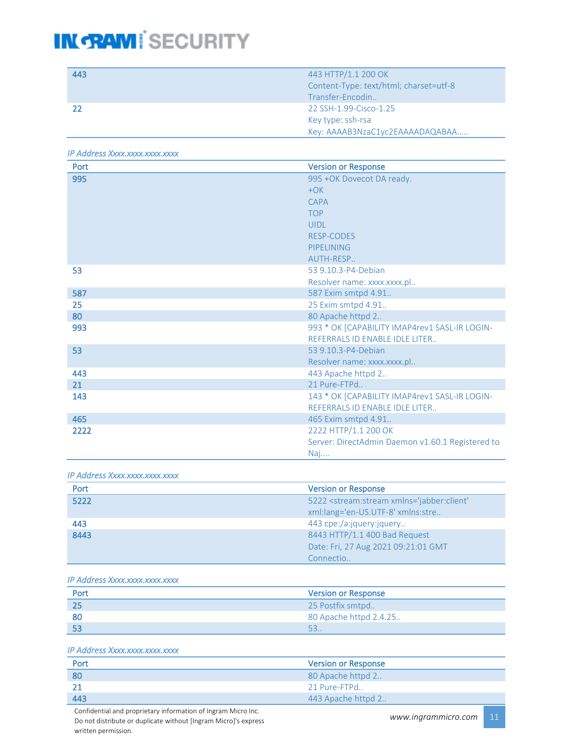| | |
|---|---|
| 443 | 443 HTTP/1.1 200 OK<br>Content-Type: text/html; charset=utf-8<br>Transfer-Encodin.. |
| 22 | 22 SSH-1.99-Cisco-1.25<br>Key type: ssh-rsa<br>Key: AAAAB3NzaC1yc2EAAAADAQABAA..... |

*IP Address Xxxx.xxxx.xxxx.xxxx*

| Port | Version or Response |
|---|---|
| 995 | 995 +OK Dovecot DA ready.<br>+OK<br>CAPA<br>TOP<br>UIDL<br>RESP-CODES<br>PIPELINING<br>AUTH-RESP.. |
| 53 | 53 9.10.3-P4-Debian<br>Resolver name: xxxx.xxxx.pl.. |
| 587 | 587 Exim smtpd 4.91.. |
| 25 | 25 Exim smtpd 4.91.. |
| 80 | 80 Apache httpd 2.. |
| 993 | 993 * OK [CAPABILITY IMAP4rev1 SASL-IR LOGIN-REFERRALS ID ENABLE IDLE LITER.. |
| 53 | 53 9.10.3-P4-Debian<br>Resolver name: xxxx.xxxx.pl.. |
| 443 | 443 Apache httpd 2.. |
| 21 | 21 Pure-FTPd.. |
| 143 | 143 * OK [CAPABILITY IMAP4rev1 SASL-IR LOGIN-REFERRALS ID ENABLE IDLE LITER.. |
| 465 | 465 Exim smtpd 4.91.. |
| 2222 | 2222 HTTP/1.1 200 OK<br>Server: DirectAdmin Daemon v1.60.1 Registered to Naj.... |

*IP Address Xxxx.xxxx.xxxx.xxxx*

| Port | Version or Response |
|---|---|
| 5222 | 5222 <stream:stream xmlns='jabber:client' xml:lang='en-US.UTF-8' xmlns:stre.. |
| 443 | 443 cpe:/a:jquery:jquery.. |
| 8443 | 8443 HTTP/1.1 400 Bad Request<br>Date: Fri, 27 Aug 2021 09:21:01 GMT<br>Connectio.. |

*IP Address Xxxx.xxxx.xxxx.xxxx*

| Port | Version or Response |
|---|---|
| 25 | 25 Postfix smtpd.. |
| 80 | 80 Apache httpd 2.4.25.. |
| 53 | 53.. |

*IP Address Xxxx.xxxx.xxxx.xxxx*

| Port | Version or Response |
|---|---|
| 80 | 80 Apache httpd 2.. |
| 21 | 21 Pure-FTPd.. |
| 443 | 443 Apache httpd 2.. |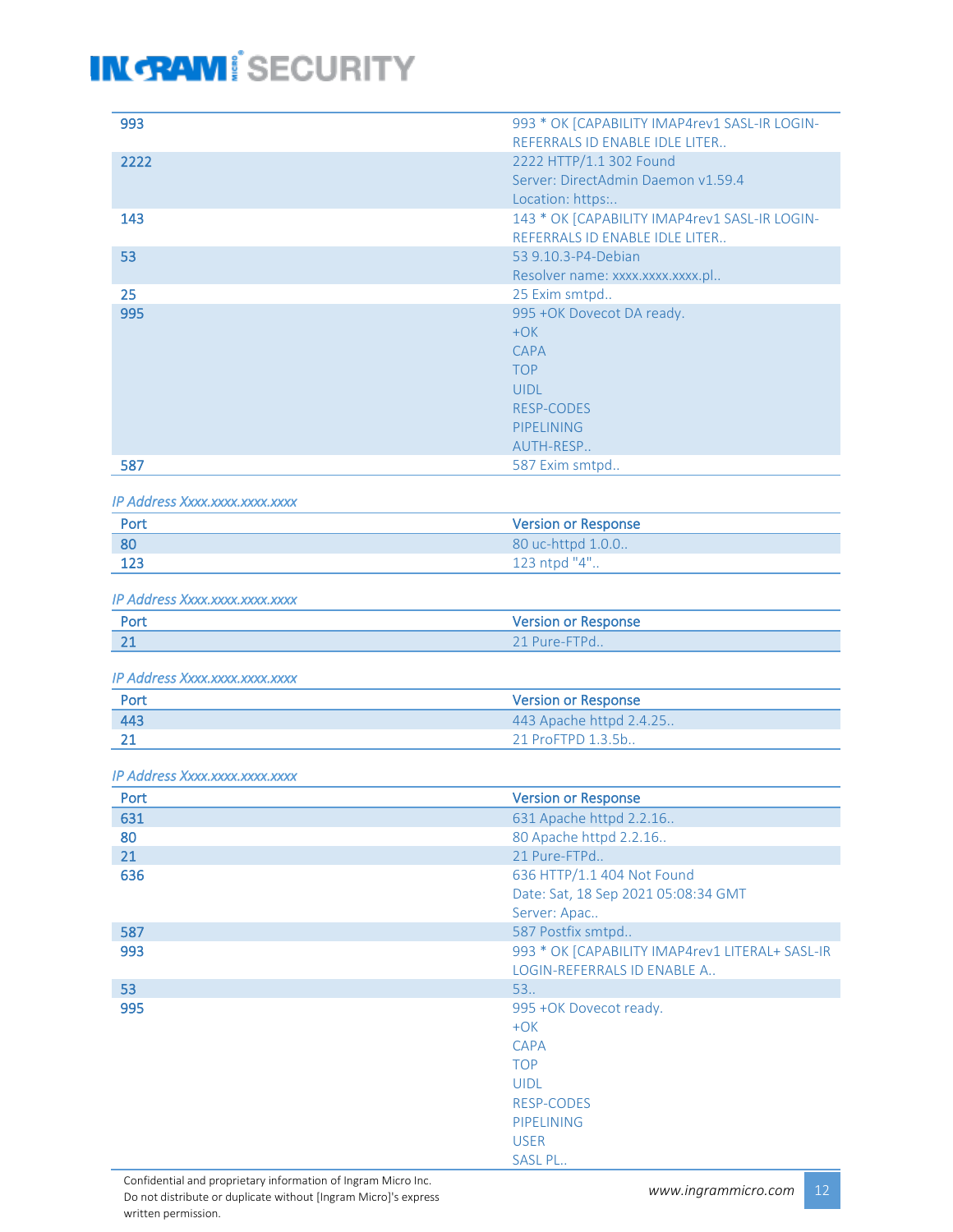| | |
|---|---|
| 993 | 993 * OK [CAPABILITY IMAP4rev1 SASL-IR LOGIN-REFERRALS ID ENABLE IDLE LITER.. |
| 2222 | 2222 HTTP/1.1 302 Found<br>Server: DirectAdmin Daemon v1.59.4<br>Location: https:.. |
| 143 | 143 * OK [CAPABILITY IMAP4rev1 SASL-IR LOGIN-REFERRALS ID ENABLE IDLE LITER.. |
| 53 | 53 9.10.3-P4-Debian<br>Resolver name: xxxx.xxxx.xxxx.pl.. |
| 25 | 25 Exim smtpd.. |
| 995 | 995 +OK Dovecot DA ready.<br>+OK<br>CAPA<br>TOP<br>UIDL<br>RESP-CODES<br>PIPELINING<br>AUTH-RESP.. |
| 587 | 587 Exim smtpd.. |

*IP Address Xxxx.xxxx.xxxx.xxxx*

| Port | Version or Response |
|---|---|
| 80 | 80 uc-httpd 1.0.0.. |
| 123 | 123 ntpd "4".. |

*IP Address Xxxx.xxxx.xxxx.xxxx*

| Port | Version or Response |
|---|---|
| 21 | 21 Pure-FTPd.. |

*IP Address Xxxx.xxxx.xxxx.xxxx*

| Port | Version or Response |
|---|---|
| 443 | 443 Apache httpd 2.4.25.. |
| 21 | 21 ProFTPD 1.3.5b.. |

*IP Address Xxxx.xxxx.xxxx.xxxx*

| Port | Version or Response |
|---|---|
| 631 | 631 Apache httpd 2.2.16.. |
| 80 | 80 Apache httpd 2.2.16.. |
| 21 | 21 Pure-FTPd.. |
| 636 | 636 HTTP/1.1 404 Not Found<br>Date: Sat, 18 Sep 2021 05:08:34 GMT<br>Server: Apac.. |
| 587 | 587 Postfix smtpd.. |
| 993 | 993 * OK [CAPABILITY IMAP4rev1 LITERAL+ SASL-IR LOGIN-REFERRALS ID ENABLE A.. |
| 53 | 53.. |
| 995 | 995 +OK Dovecot ready.<br>+OK<br>CAPA<br>TOP<br>UIDL<br>RESP-CODES<br>PIPELINING<br>USER<br>SASL PL.. |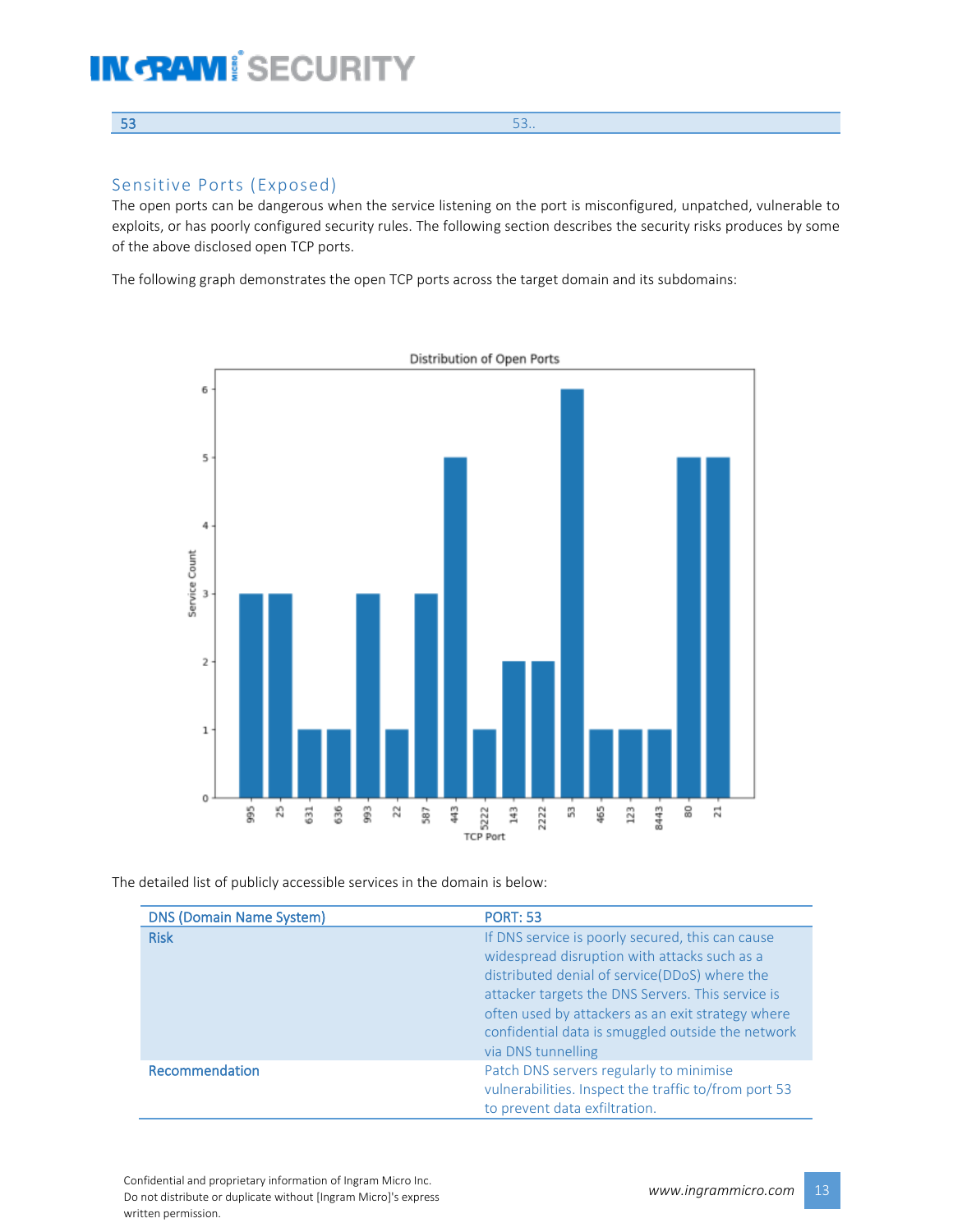| 53 | 53.. |
|---|---|

## Sensitive Ports (Exposed)

The open ports can be dangerous when the service listening on the port is misconfigured, unpatched, vulnerable to exploits, or has poorly configured security rules. The following section describes the security risks produces by some of the above disclosed open TCP ports.

The following graph demonstrates the open TCP ports across the target domain and its subdomains:

The detailed list of publicly accessible services in the domain is below:

| DNS (Domain Name System) | PORT: 53 |
|---|---|
| Risk | If DNS service is poorly secured, this can cause widespread disruption with attacks such as a distributed denial of service(DDoS) where the attacker targets the DNS Servers. This service is often used by attackers as an exit strategy where confidential data is smuggled outside the network via DNS tunnelling |
| Recommendation | Patch DNS servers regularly to minimise vulnerabilities. Inspect the traffic to/from port 53 to prevent data exfiltration. |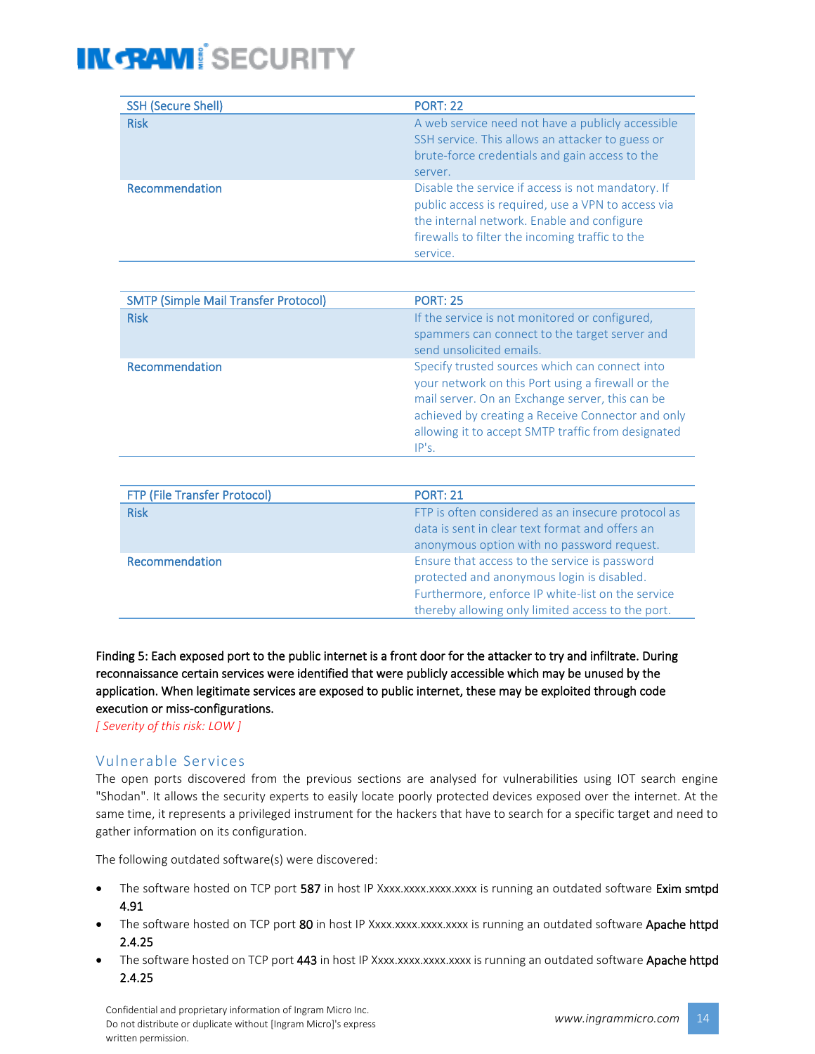| SSH (Secure Shell) | PORT: 22 |
| --- | --- |
| Risk | A web service need not have a publicly accessible SSH service. This allows an attacker to guess or brute-force credentials and gain access to the server. |
| Recommendation | Disable the service if access is not mandatory. If public access is required, use a VPN to access via the internal network. Enable and configure firewalls to filter the incoming traffic to the service. |

| SMTP (Simple Mail Transfer Protocol) | PORT: 25 |
| --- | --- |
| Risk | If the service is not monitored or configured, spammers can connect to the target server and send unsolicited emails. |
| Recommendation | Specify trusted sources which can connect into your network on this Port using a firewall or the mail server. On an Exchange server, this can be achieved by creating a Receive Connector and only allowing it to accept SMTP traffic from designated IP's. |

| FTP (File Transfer Protocol) | PORT: 21 |
| --- | --- |
| Risk | FTP is often considered as an insecure protocol as data is sent in clear text format and offers an anonymous option with no password request. |
| Recommendation | Ensure that access to the service is password protected and anonymous login is disabled. Furthermore, enforce IP white-list on the service thereby allowing only limited access to the port. |

**Finding 5: Each exposed port to the public internet is a front door for the attacker to try and infiltrate. During reconnaissance certain services were identified that were publicly accessible which may be unused by the application. When legitimate services are exposed to public internet, these may be exploited through code execution or miss-configurations.**
*[ Severity of this risk: LOW ]*

## Vulnerable Services

The open ports discovered from the previous sections are analysed for vulnerabilities using IOT search engine "Shodan". It allows the security experts to easily locate poorly protected devices exposed over the internet. At the same time, it represents a privileged instrument for the hackers that have to search for a specific target and need to gather information on its configuration.

The following outdated software(s) were discovered:

- The software hosted on TCP port **587** in host IP Xxxx.xxxx.xxxx.xxxx is running an outdated software **Exim smtpd 4.91**
- The software hosted on TCP port **80** in host IP Xxxx.xxxx.xxxx.xxxx is running an outdated software **Apache httpd 2.4.25**
- The software hosted on TCP port **443** in host IP Xxxx.xxxx.xxxx.xxxx is running an outdated software **Apache httpd 2.4.25**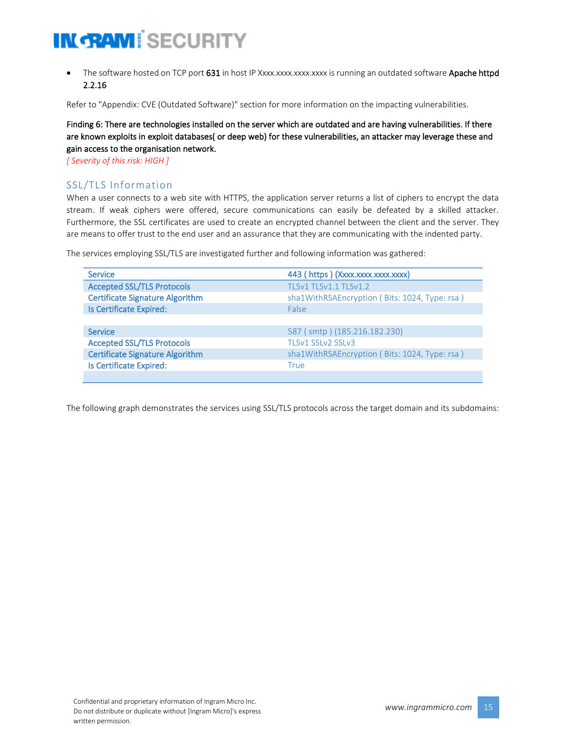- The software hosted on TCP port **631** in host IP Xxxx.xxxx.xxxx.xxxx is running an outdated software **Apache httpd 2.2.16**

Refer to "Appendix: CVE (Outdated Software)" section for more information on the impacting vulnerabilities.

**Finding 6: There are technologies installed on the server which are outdated and are having vulnerabilities. If there are known exploits in exploit databases( or deep web) for these vulnerabilities, an attacker may leverage these and gain access to the organisation network.**
*[ Severity of this risk: HIGH ]*

## SSL/TLS Information

When a user connects to a web site with HTTPS, the application server returns a list of ciphers to encrypt the data stream. If weak ciphers were offered, secure communications can easily be defeated by a skilled attacker. Furthermore, the SSL certificates are used to create an encrypted channel between the client and the server. They are means to offer trust to the end user and an assurance that they are communicating with the indented party.

The services employing SSL/TLS are investigated further and following information was gathered:

| Service | 443 ( https ) (Xxxx.xxxx.xxxx.xxxx) |
|---|---|
| Accepted SSL/TLS Protocols | TLSv1 TLSv1.1 TLSv1.2 |
| Certificate Signature Algorithm | sha1WithRSAEncryption ( Bits: 1024, Type: rsa ) |
| Is Certificate Expired: | False |
| | |
| Service | 587 ( smtp ) (185.216.182.230) |
| Accepted SSL/TLS Protocols | TLSv1 SSLv2 SSLv3 |
| Certificate Signature Algorithm | sha1WithRSAEncryption ( Bits: 1024, Type: rsa ) |
| Is Certificate Expired: | True |

The following graph demonstrates the services using SSL/TLS protocols across the target domain and its subdomains: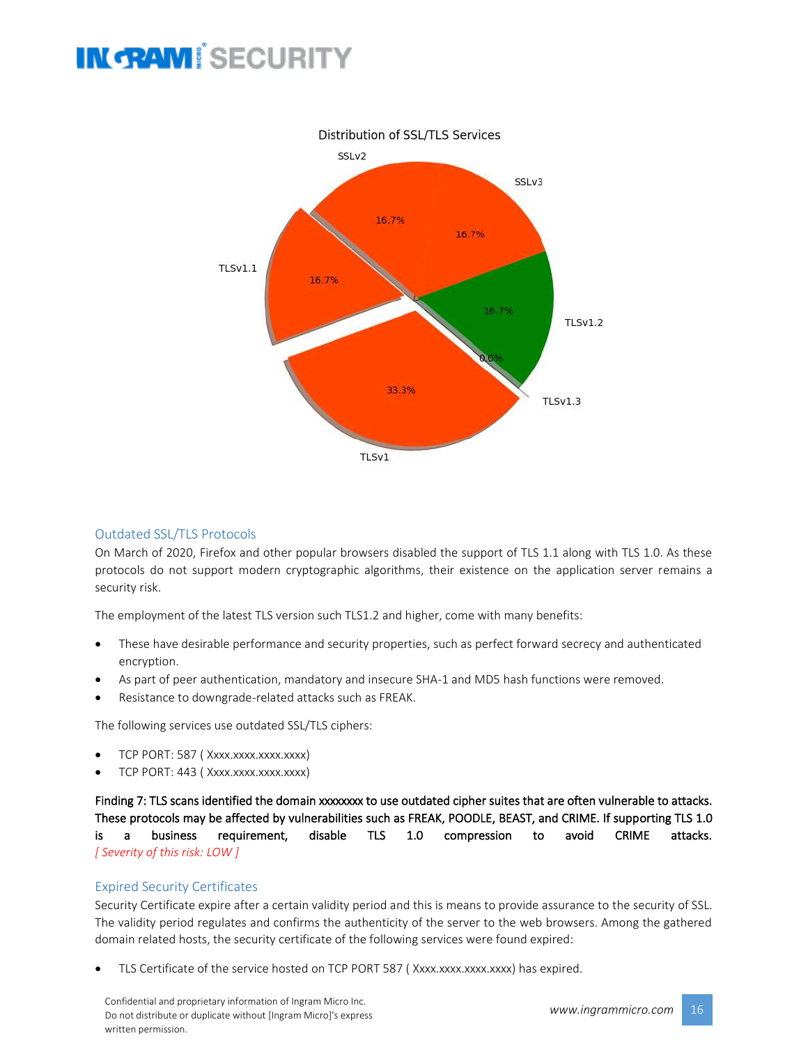Distribution of SSL/TLS Services

SSLv2 16.7%
SSLv3 16.7%
TLSv1.1 16.7%
TLSv1.2 16.7%
TLSv1.3 0.0%
TLSv1 33.3%

## Outdated SSL/TLS Protocols

On March of 2020, Firefox and other popular browsers disabled the support of TLS 1.1 along with TLS 1.0. As these protocols do not support modern cryptographic algorithms, their existence on the application server remains a security risk.

The employment of the latest TLS version such TLS1.2 and higher, come with many benefits:

- These have desirable performance and security properties, such as perfect forward secrecy and authenticated encryption.
- As part of peer authentication, mandatory and insecure SHA-1 and MD5 hash functions were removed.
- Resistance to downgrade-related attacks such as FREAK.

The following services use outdated SSL/TLS ciphers:

- TCP PORT: 587 ( Xxxx.xxxx.xxxx.xxxx)
- TCP PORT: 443 ( Xxxx.xxxx.xxxx.xxxx)

**Finding 7: TLS scans identified the domain xxxxxxxx to use outdated cipher suites that are often vulnerable to attacks. These protocols may be affected by vulnerabilities such as FREAK, POODLE, BEAST, and CRIME. If supporting TLS 1.0 is a business requirement, disable TLS 1.0 compression to avoid CRIME attacks.**
*[ Severity of this risk: LOW ]*

## Expired Security Certificates

Security Certificate expire after a certain validity period and this is means to provide assurance to the security of SSL. The validity period regulates and confirms the authenticity of the server to the web browsers. Among the gathered domain related hosts, the security certificate of the following services were found expired:

- TLS Certificate of the service hosted on TCP PORT 587 ( Xxxx.xxxx.xxxx.xxxx) has expired.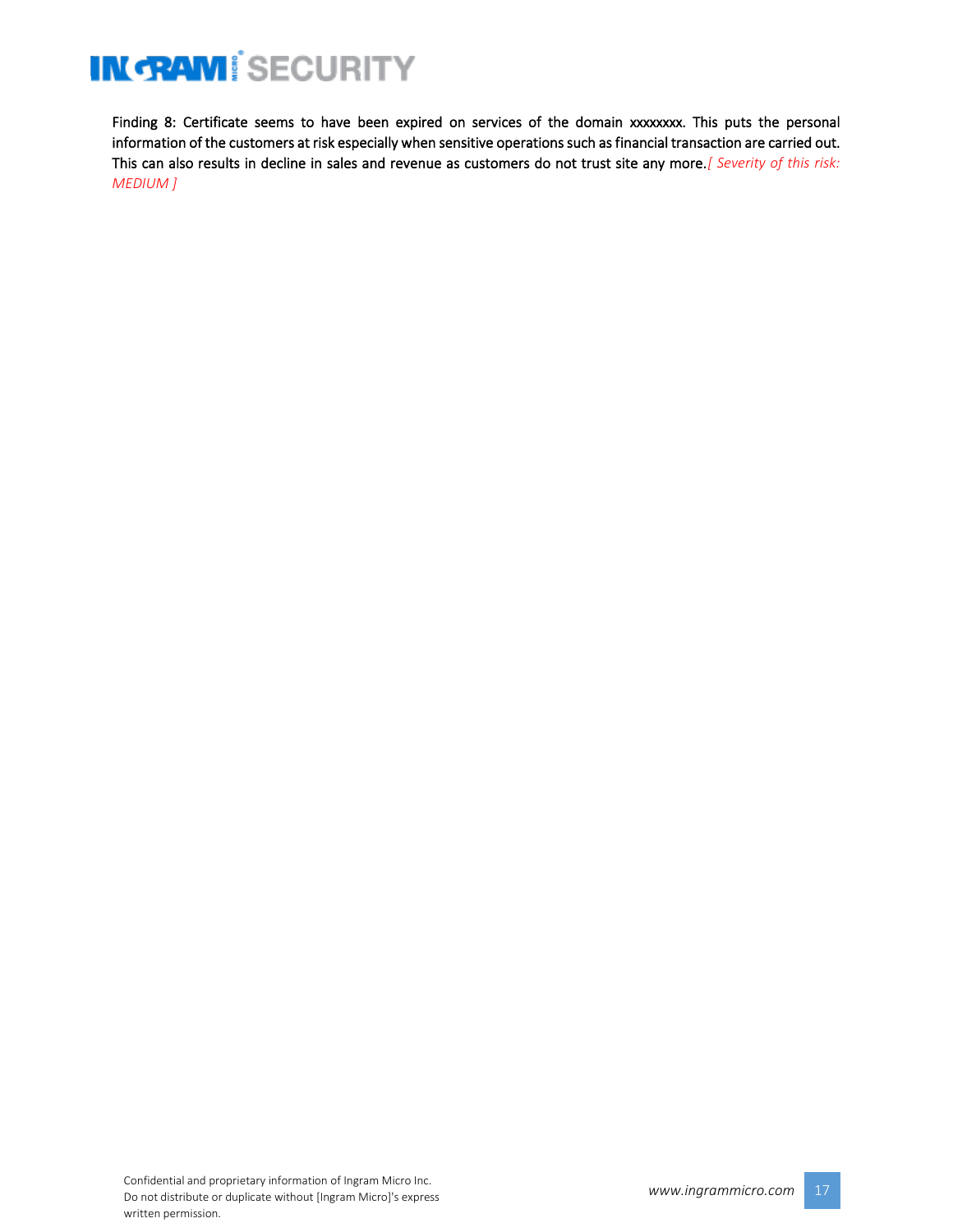Finding 8: Certificate seems to have been expired on services of the domain xxxxxxxx. This puts the personal information of the customers at risk especially when sensitive operations such as financial transaction are carried out. This can also results in decline in sales and revenue as customers do not trust site any more.*[ Severity of this risk: MEDIUM ]*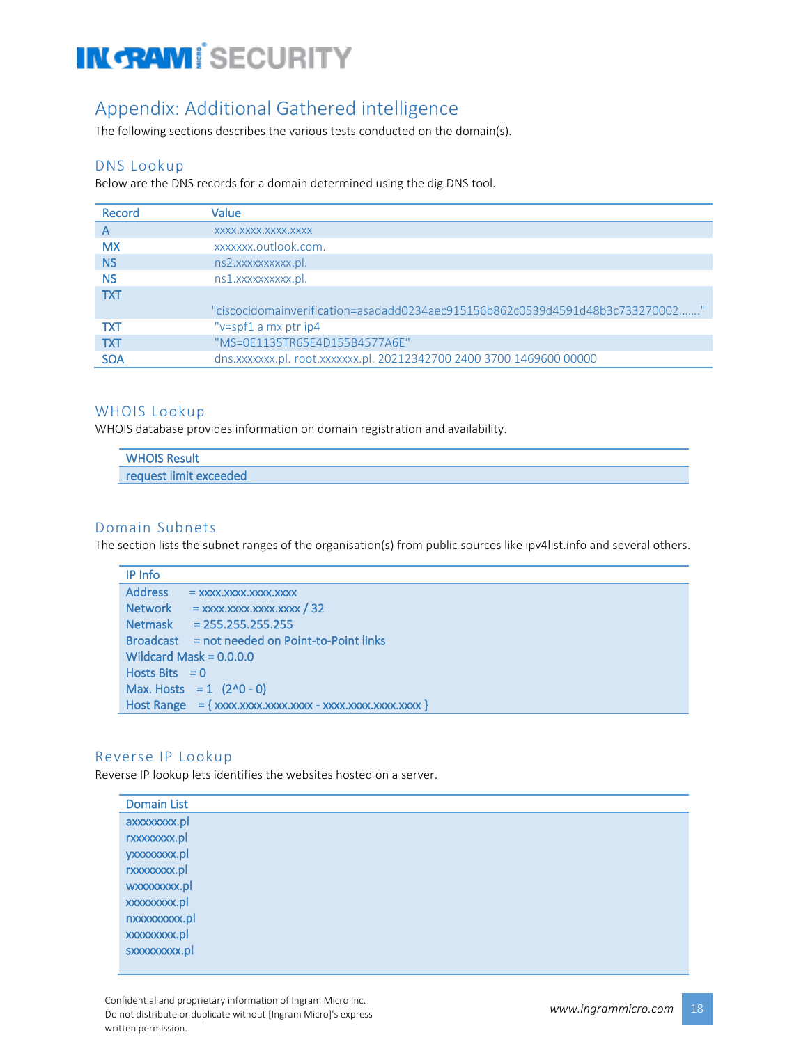## Appendix: Additional Gathered intelligence

The following sections describes the various tests conducted on the domain(s).

### DNS Lookup

Below are the DNS records for a domain determined using the dig DNS tool.

| Record | Value |
|---|---|
| A | xxxx.xxxx.xxxx.xxxx |
| MX | xxxxxxx.outlook.com. |
| NS | ns2.xxxxxxxxxx.pl. |
| NS | ns1.xxxxxxxxxx.pl. |
| TXT | "ciscocidomainverification=asadadd0234aec915156b862c0539d4591d48b3c733270002……." |
| TXT | "v=spf1 a mx ptr ip4 |
| TXT | "MS=0E1135TR65E4D155B4577A6E" |
| SOA | dns.xxxxxxx.pl. root.xxxxxxx.pl. 20212342700 2400 3700 1469600 00000 |

### WHOIS Lookup

WHOIS database provides information on domain registration and availability.

| WHOIS Result |
|---|
| request limit exceeded |

### Domain Subnets

The section lists the subnet ranges of the organisation(s) from public sources like ipv4list.info and several others.

| IP Info |
|---|
| Address = xxxx.xxxx.xxxx.xxxx<br>Network = xxxx.xxxx.xxxx.xxxx / 32<br>Netmask = 255.255.255.255<br>Broadcast = not needed on Point-to-Point links<br>Wildcard Mask = 0.0.0.0<br>Hosts Bits = 0<br>Max. Hosts = 1 (2^0 - 0)<br>Host Range = { xxxx.xxxx.xxxx.xxxx - xxxx.xxxx.xxxx.xxxx } |

### Reverse IP Lookup

Reverse IP lookup lets identifies the websites hosted on a server.

| Domain List |
|---|
| axxxxxxxx.pl<br>rxxxxxxxx.pl<br>yxxxxxxxx.pl<br>rxxxxxxxx.pl<br>wxxxxxxxx.pl<br>xxxxxxxxx.pl<br>nxxxxxxxxx.pl<br>xxxxxxxxx.pl<br>sxxxxxxxxx.pl |

Confidential and proprietary information of Ingram Micro Inc. Do not distribute or duplicate without [Ingram Micro]'s express written permission.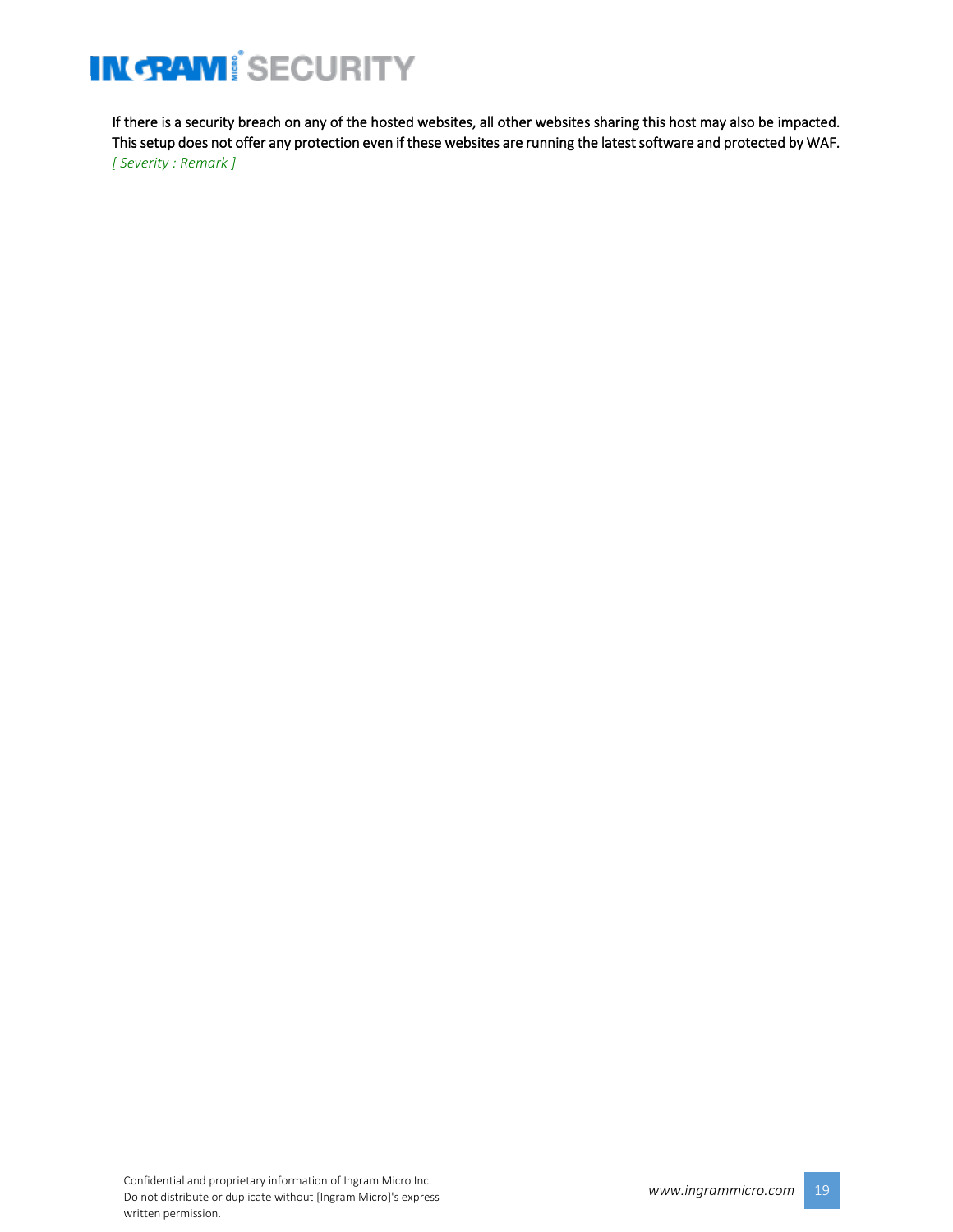If there is a security breach on any of the hosted websites, all other websites sharing this host may also be impacted. This setup does not offer any protection even if these websites are running the latest software and protected by WAF.
*[ Severity : Remark ]*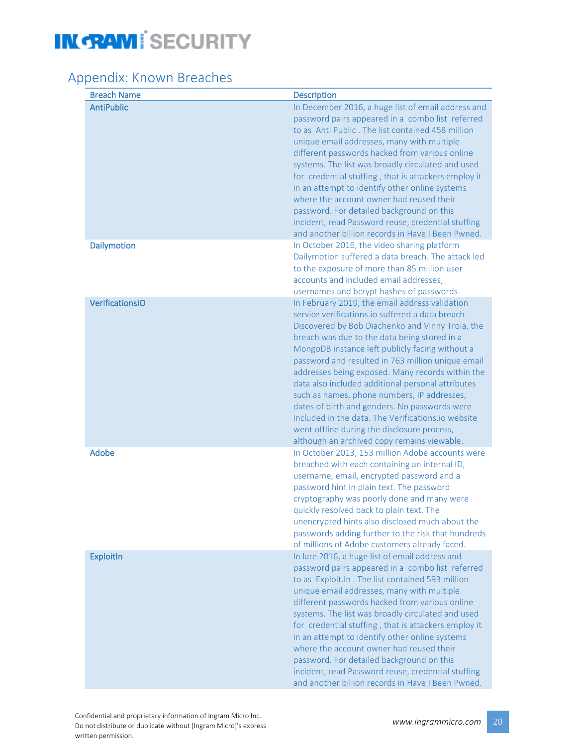## Appendix: Known Breaches

| Breach Name | Description |
|---|---|
| AntiPublic | In December 2016, a huge list of email address and password pairs appeared in a combo list referred to as Anti Public . The list contained 458 million unique email addresses, many with multiple different passwords hacked from various online systems. The list was broadly circulated and used for credential stuffing , that is attackers employ it in an attempt to identify other online systems where the account owner had reused their password. For detailed background on this incident, read Password reuse, credential stuffing and another billion records in Have I Been Pwned. |
| Dailymotion | In October 2016, the video sharing platform Dailymotion suffered a data breach. The attack led to the exposure of more than 85 million user accounts and included email addresses, usernames and bcrypt hashes of passwords. |
| VerificationsIO | In February 2019, the email address validation service verifications.io suffered a data breach. Discovered by Bob Diachenko and Vinny Troia, the breach was due to the data being stored in a MongoDB instance left publicly facing without a password and resulted in 763 million unique email addresses being exposed. Many records within the data also included additional personal attributes such as names, phone numbers, IP addresses, dates of birth and genders. No passwords were included in the data. The Verifications.io website went offline during the disclosure process, although an archived copy remains viewable. |
| Adobe | In October 2013, 153 million Adobe accounts were breached with each containing an internal ID, username, email, encrypted password and a password hint in plain text. The password cryptography was poorly done and many were quickly resolved back to plain text. The unencrypted hints also disclosed much about the passwords adding further to the risk that hundreds of millions of Adobe customers already faced. |
| ExploitIn | In late 2016, a huge list of email address and password pairs appeared in a combo list referred to as Exploit.In . The list contained 593 million unique email addresses, many with multiple different passwords hacked from various online systems. The list was broadly circulated and used for credential stuffing , that is attackers employ it in an attempt to identify other online systems where the account owner had reused their password. For detailed background on this incident, read Password reuse, credential stuffing and another billion records in Have I Been Pwned. |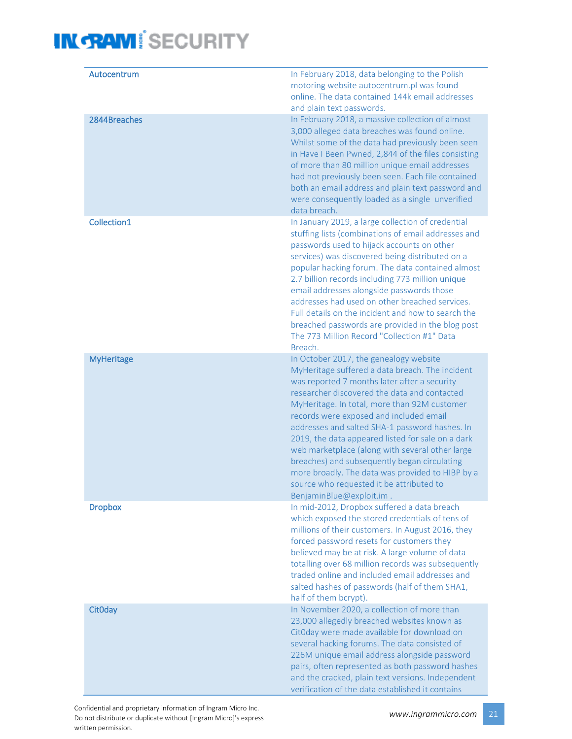| | |
|---|---|
| Autocentrum | In February 2018, data belonging to the Polish motoring website autocentrum.pl was found online. The data contained 144k email addresses and plain text passwords. |
| 2844Breaches | In February 2018, a massive collection of almost 3,000 alleged data breaches was found online. Whilst some of the data had previously been seen in Have I Been Pwned, 2,844 of the files consisting of more than 80 million unique email addresses had not previously been seen. Each file contained both an email address and plain text password and were consequently loaded as a single unverified data breach. |
| Collection1 | In January 2019, a large collection of credential stuffing lists (combinations of email addresses and passwords used to hijack accounts on other services) was discovered being distributed on a popular hacking forum. The data contained almost 2.7 billion records including 773 million unique email addresses alongside passwords those addresses had used on other breached services. Full details on the incident and how to search the breached passwords are provided in the blog post The 773 Million Record "Collection #1" Data Breach. |
| MyHeritage | In October 2017, the genealogy website MyHeritage suffered a data breach. The incident was reported 7 months later after a security researcher discovered the data and contacted MyHeritage. In total, more than 92M customer records were exposed and included email addresses and salted SHA-1 password hashes. In 2019, the data appeared listed for sale on a dark web marketplace (along with several other large breaches) and subsequently began circulating more broadly. The data was provided to HIBP by a source who requested it be attributed to BenjaminBlue@exploit.im . |
| Dropbox | In mid-2012, Dropbox suffered a data breach which exposed the stored credentials of tens of millions of their customers. In August 2016, they forced password resets for customers they believed may be at risk. A large volume of data totalling over 68 million records was subsequently traded online and included email addresses and salted hashes of passwords (half of them SHA1, half of them bcrypt). |
| Cit0day | In November 2020, a collection of more than 23,000 allegedly breached websites known as Cit0day were made available for download on several hacking forums. The data consisted of 226M unique email address alongside password pairs, often represented as both password hashes and the cracked, plain text versions. Independent verification of the data established it contains |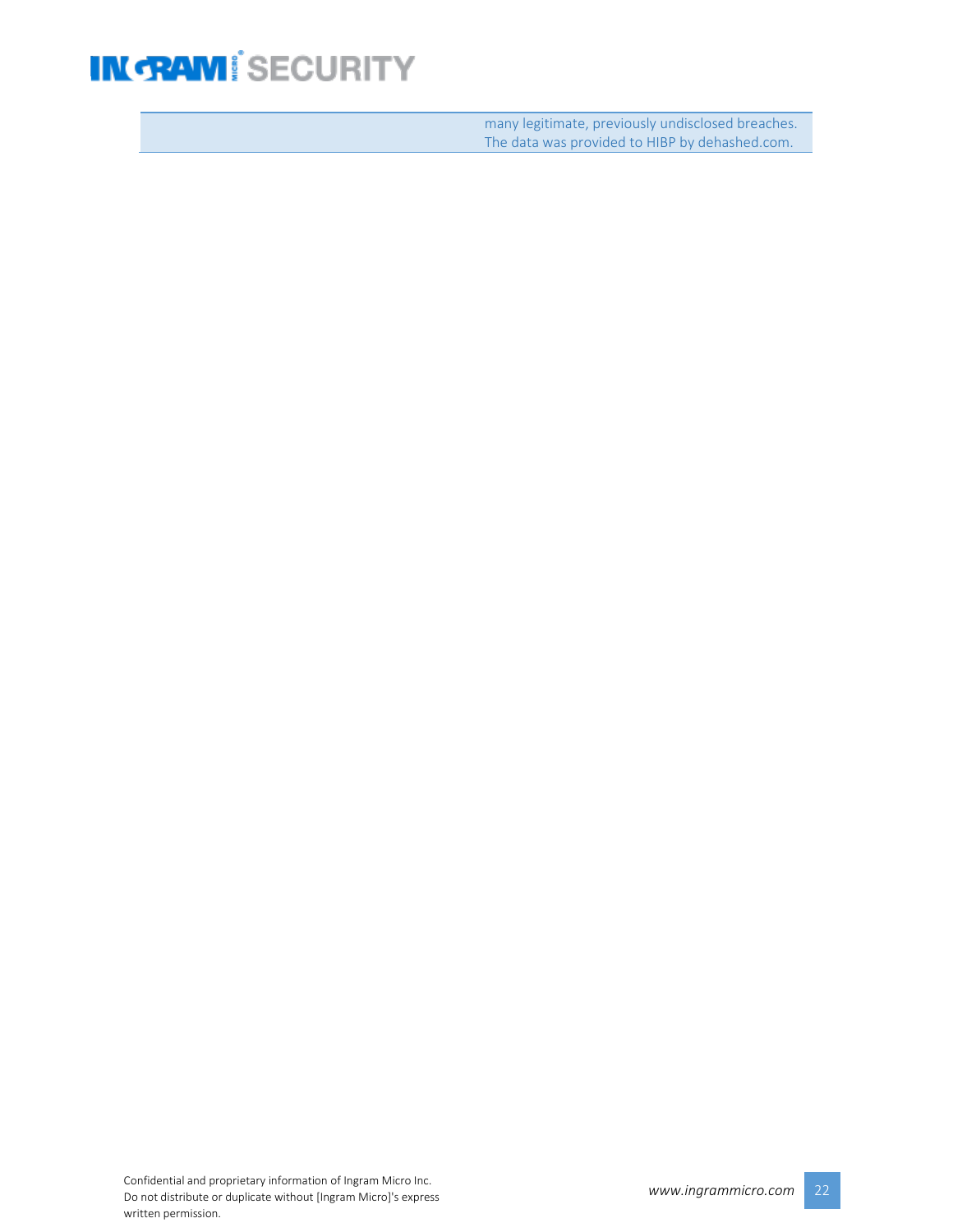|  |  |
| --- | --- |
|  | many legitimate, previously undisclosed breaches. The data was provided to HIBP by dehashed.com. |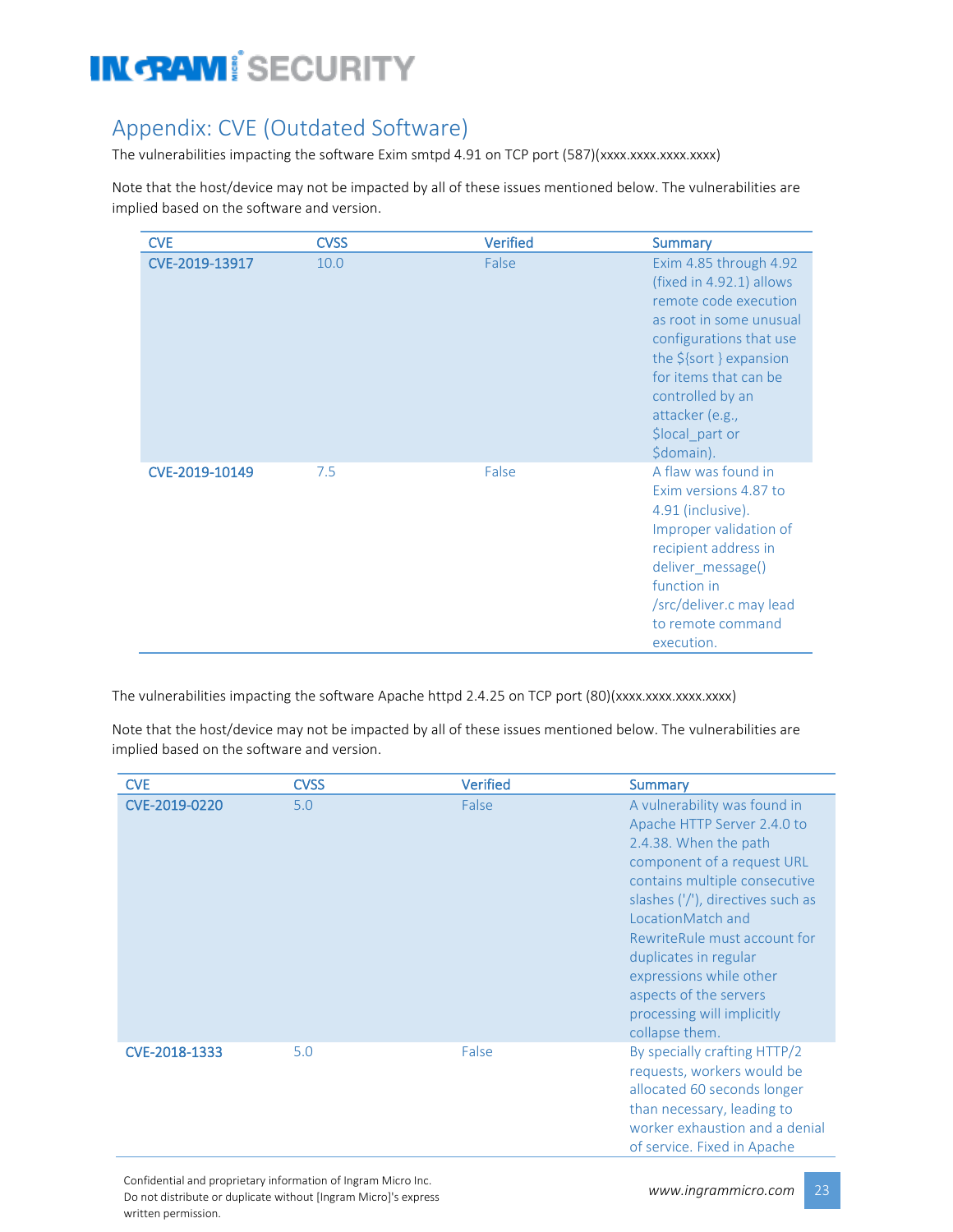## Appendix: CVE (Outdated Software)

The vulnerabilities impacting the software Exim smtpd 4.91 on TCP port (587)(xxxx.xxxx.xxxx.xxxx)

Note that the host/device may not be impacted by all of these issues mentioned below. The vulnerabilities are implied based on the software and version.

| CVE | CVSS | Verified | Summary |
|---|---|---|---|
| CVE-2019-13917 | 10.0 | False | Exim 4.85 through 4.92 (fixed in 4.92.1) allows remote code execution as root in some unusual configurations that use the ${sort } expansion for items that can be controlled by an attacker (e.g., $local_part or $domain). |
| CVE-2019-10149 | 7.5 | False | A flaw was found in Exim versions 4.87 to 4.91 (inclusive). Improper validation of recipient address in deliver_message() function in /src/deliver.c may lead to remote command execution. |

The vulnerabilities impacting the software Apache httpd 2.4.25 on TCP port (80)(xxxx.xxxx.xxxx.xxxx)

Note that the host/device may not be impacted by all of these issues mentioned below. The vulnerabilities are implied based on the software and version.

| CVE | CVSS | Verified | Summary |
|---|---|---|---|
| CVE-2019-0220 | 5.0 | False | A vulnerability was found in Apache HTTP Server 2.4.0 to 2.4.38. When the path component of a request URL contains multiple consecutive slashes ('/'), directives such as LocationMatch and RewriteRule must account for duplicates in regular expressions while other aspects of the servers processing will implicitly collapse them. |
| CVE-2018-1333 | 5.0 | False | By specially crafting HTTP/2 requests, workers would be allocated 60 seconds longer than necessary, leading to worker exhaustion and a denial of service. Fixed in Apache |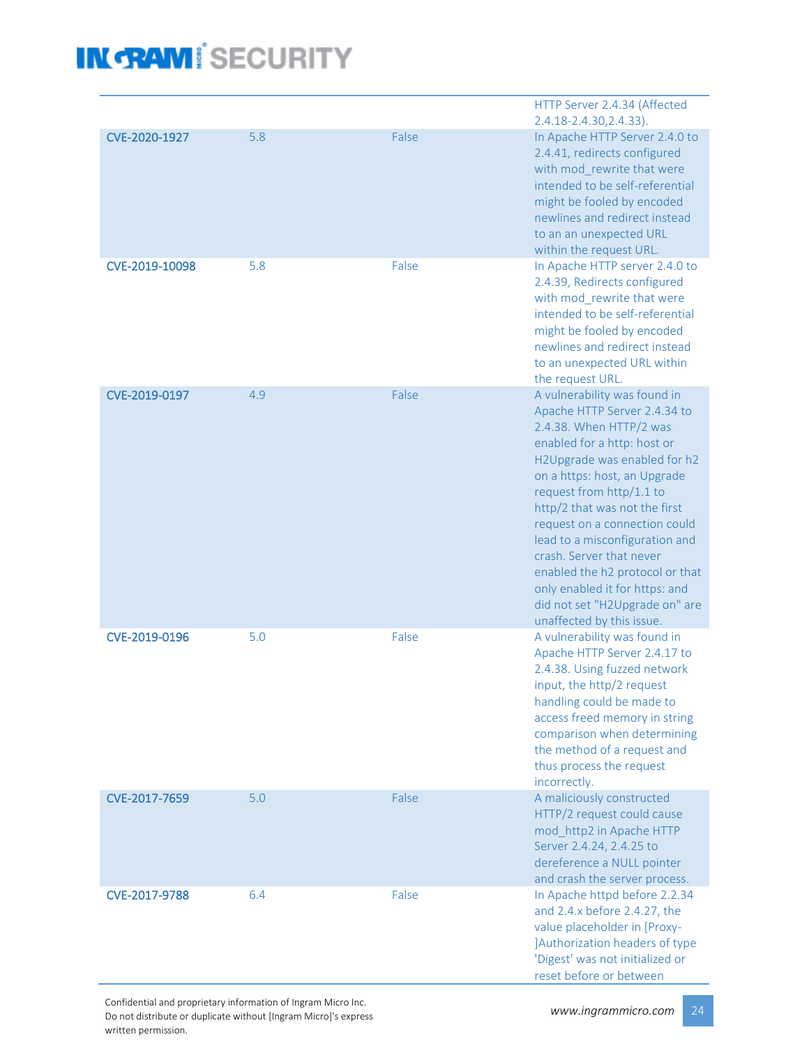| | | | |
|---|---|---|---|
| | | | HTTP Server 2.4.34 (Affected 2.4.18-2.4.30,2.4.33). |
| **CVE-2020-1927** | 5.8 | False | In Apache HTTP Server 2.4.0 to 2.4.41, redirects configured with mod_rewrite that were intended to be self-referential might be fooled by encoded newlines and redirect instead to an an unexpected URL within the request URL. |
| **CVE-2019-10098** | 5.8 | False | In Apache HTTP server 2.4.0 to 2.4.39, Redirects configured with mod_rewrite that were intended to be self-referential might be fooled by encoded newlines and redirect instead to an unexpected URL within the request URL. |
| **CVE-2019-0197** | 4.9 | False | A vulnerability was found in Apache HTTP Server 2.4.34 to 2.4.38. When HTTP/2 was enabled for a http: host or H2Upgrade was enabled for h2 on a https: host, an Upgrade request from http/1.1 to http/2 that was not the first request on a connection could lead to a misconfiguration and crash. Server that never enabled the h2 protocol or that only enabled it for https: and did not set "H2Upgrade on" are unaffected by this issue. |
| **CVE-2019-0196** | 5.0 | False | A vulnerability was found in Apache HTTP Server 2.4.17 to 2.4.38. Using fuzzed network input, the http/2 request handling could be made to access freed memory in string comparison when determining the method of a request and thus process the request incorrectly. |
| **CVE-2017-7659** | 5.0 | False | A maliciously constructed HTTP/2 request could cause mod_http2 in Apache HTTP Server 2.4.24, 2.4.25 to dereference a NULL pointer and crash the server process. |
| **CVE-2017-9788** | 6.4 | False | In Apache httpd before 2.2.34 and 2.4.x before 2.4.27, the value placeholder in [Proxy-]Authorization headers of type 'Digest' was not initialized or reset before or between |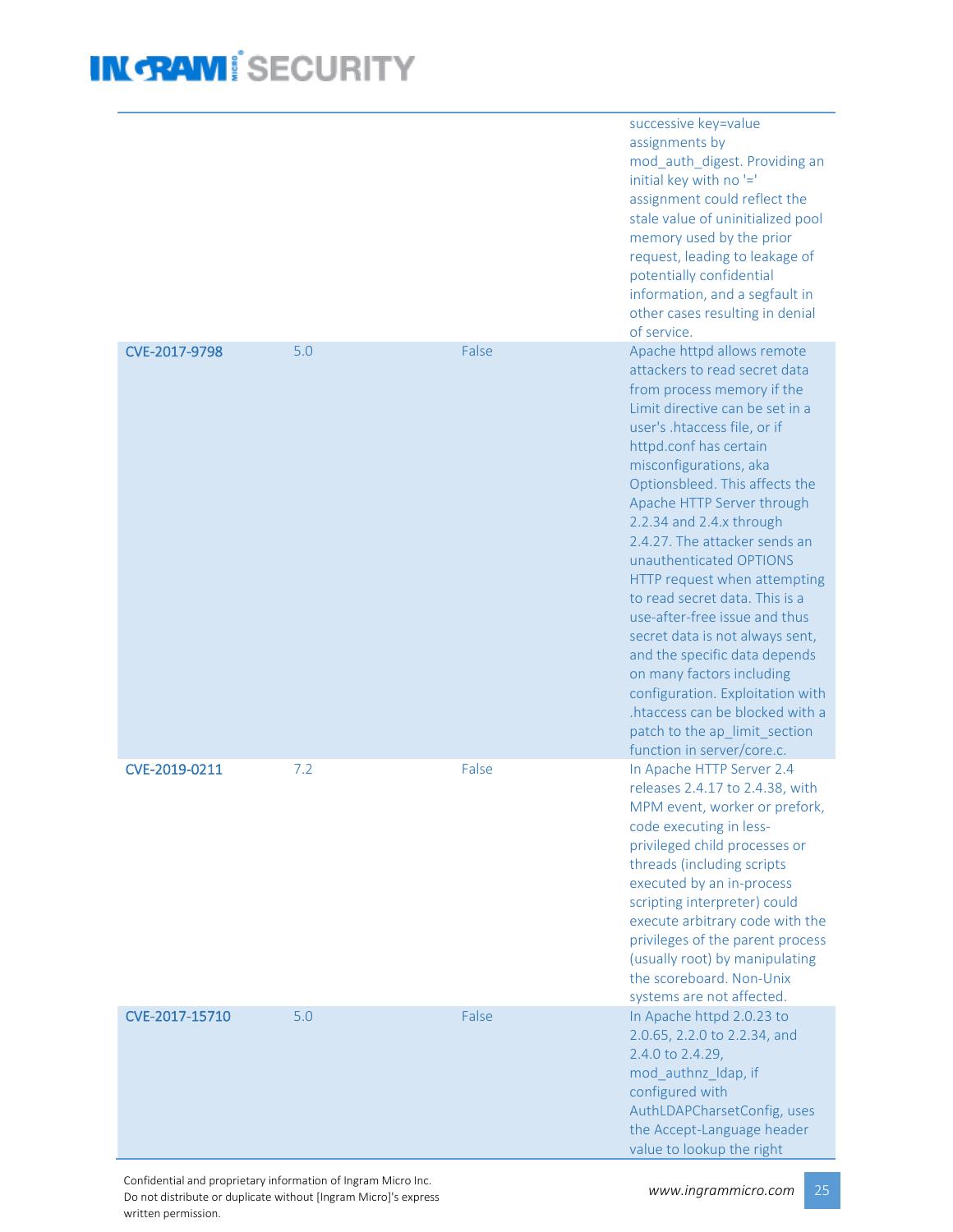| | | | |
|---|---|---|---|
| | | | successive key=value assignments by mod_auth_digest. Providing an initial key with no '=' assignment could reflect the stale value of uninitialized pool memory used by the prior request, leading to leakage of potentially confidential information, and a segfault in other cases resulting in denial of service. |
| **CVE-2017-9798** | 5.0 | False | Apache httpd allows remote attackers to read secret data from process memory if the Limit directive can be set in a user's .htaccess file, or if httpd.conf has certain misconfigurations, aka Optionsbleed. This affects the Apache HTTP Server through 2.2.34 and 2.4.x through 2.4.27. The attacker sends an unauthenticated OPTIONS HTTP request when attempting to read secret data. This is a use-after-free issue and thus secret data is not always sent, and the specific data depends on many factors including configuration. Exploitation with .htaccess can be blocked with a patch to the ap_limit_section function in server/core.c. |
| **CVE-2019-0211** | 7.2 | False | In Apache HTTP Server 2.4 releases 2.4.17 to 2.4.38, with MPM event, worker or prefork, code executing in less-privileged child processes or threads (including scripts executed by an in-process scripting interpreter) could execute arbitrary code with the privileges of the parent process (usually root) by manipulating the scoreboard. Non-Unix systems are not affected. |
| **CVE-2017-15710** | 5.0 | False | In Apache httpd 2.0.23 to 2.0.65, 2.2.0 to 2.2.34, and 2.4.0 to 2.4.29, mod_authnz_ldap, if configured with AuthLDAPCharsetConfig, uses the Accept-Language header value to lookup the right |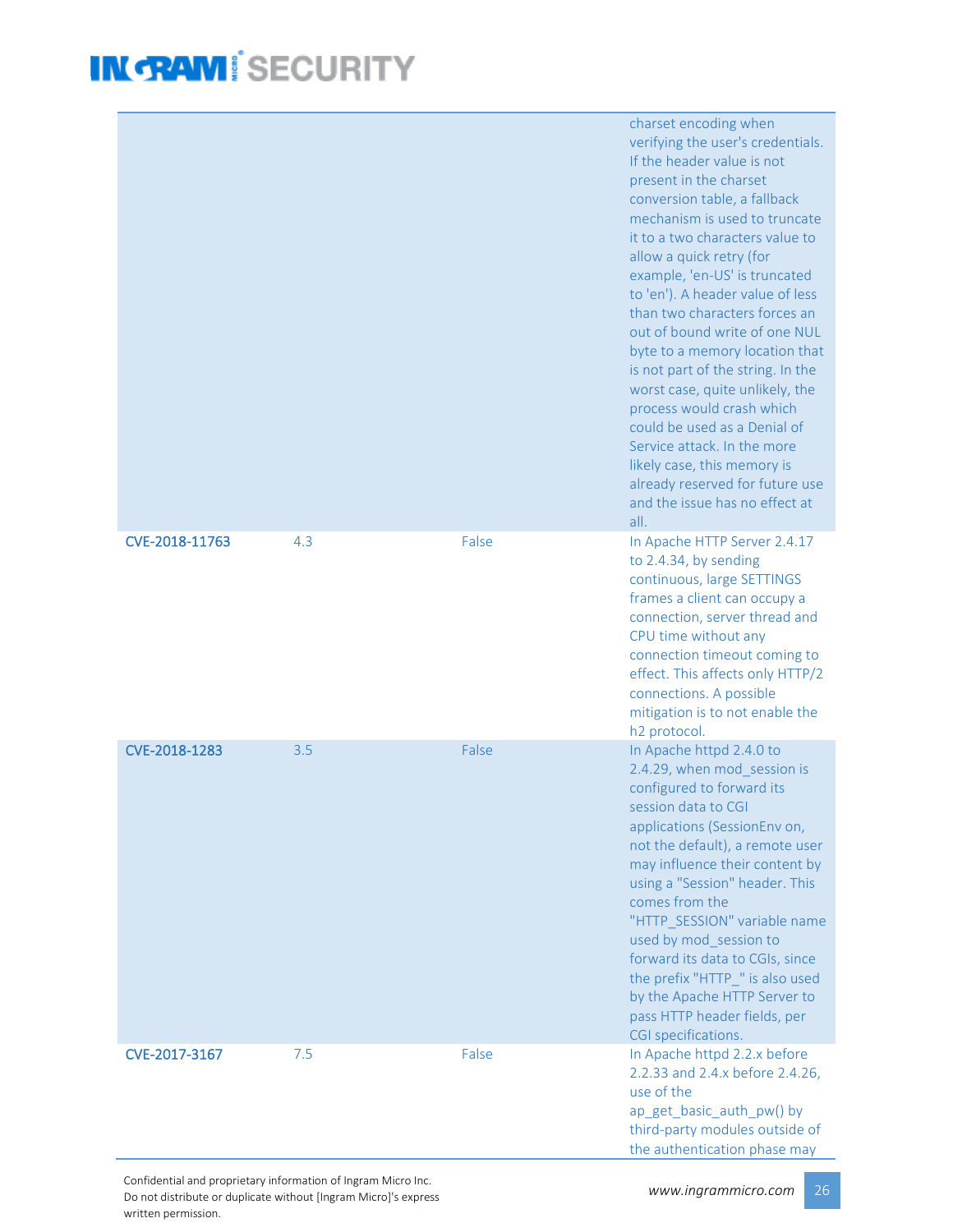| | | | |
|---|---|---|---|
| | | | charset encoding when verifying the user's credentials. If the header value is not present in the charset conversion table, a fallback mechanism is used to truncate it to a two characters value to allow a quick retry (for example, 'en-US' is truncated to 'en'). A header value of less than two characters forces an out of bound write of one NUL byte to a memory location that is not part of the string. In the worst case, quite unlikely, the process would crash which could be used as a Denial of Service attack. In the more likely case, this memory is already reserved for future use and the issue has no effect at all. |
| **CVE-2018-11763** | 4.3 | False | In Apache HTTP Server 2.4.17 to 2.4.34, by sending continuous, large SETTINGS frames a client can occupy a connection, server thread and CPU time without any connection timeout coming to effect. This affects only HTTP/2 connections. A possible mitigation is to not enable the h2 protocol. |
| **CVE-2018-1283** | 3.5 | False | In Apache httpd 2.4.0 to 2.4.29, when mod_session is configured to forward its session data to CGI applications (SessionEnv on, not the default), a remote user may influence their content by using a "Session" header. This comes from the "HTTP_SESSION" variable name used by mod_session to forward its data to CGIs, since the prefix "HTTP_" is also used by the Apache HTTP Server to pass HTTP header fields, per CGI specifications. |
| **CVE-2017-3167** | 7.5 | False | In Apache httpd 2.2.x before 2.2.33 and 2.4.x before 2.4.26, use of the ap_get_basic_auth_pw() by third-party modules outside of the authentication phase may |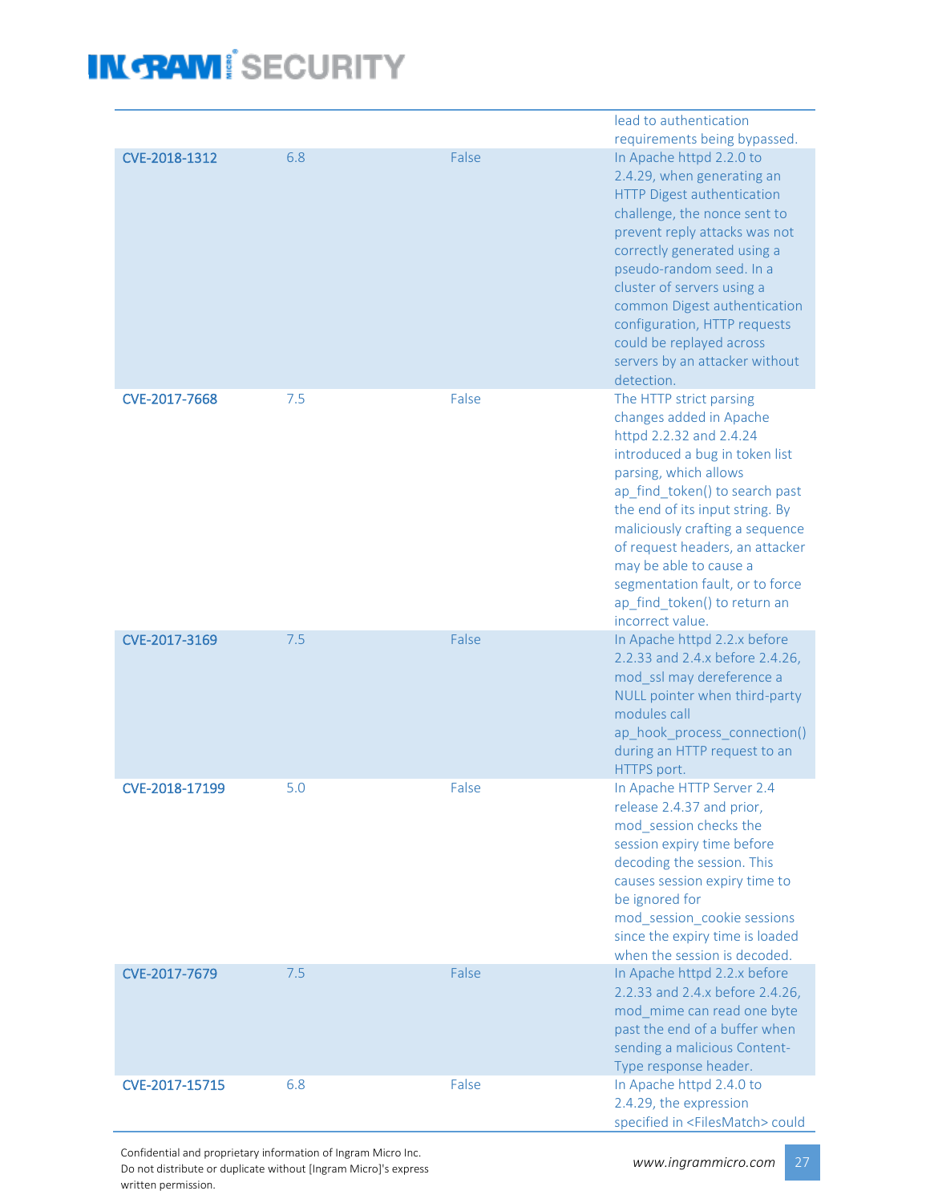| | | | |
|---|---|---|---|
| | | | lead to authentication requirements being bypassed. |
| CVE-2018-1312 | 6.8 | False | In Apache httpd 2.2.0 to 2.4.29, when generating an HTTP Digest authentication challenge, the nonce sent to prevent reply attacks was not correctly generated using a pseudo-random seed. In a cluster of servers using a common Digest authentication configuration, HTTP requests could be replayed across servers by an attacker without detection. |
| CVE-2017-7668 | 7.5 | False | The HTTP strict parsing changes added in Apache httpd 2.2.32 and 2.4.24 introduced a bug in token list parsing, which allows ap_find_token() to search past the end of its input string. By maliciously crafting a sequence of request headers, an attacker may be able to cause a segmentation fault, or to force ap_find_token() to return an incorrect value. |
| CVE-2017-3169 | 7.5 | False | In Apache httpd 2.2.x before 2.2.33 and 2.4.x before 2.4.26, mod_ssl may dereference a NULL pointer when third-party modules call ap_hook_process_connection() during an HTTP request to an HTTPS port. |
| CVE-2018-17199 | 5.0 | False | In Apache HTTP Server 2.4 release 2.4.37 and prior, mod_session checks the session expiry time before decoding the session. This causes session expiry time to be ignored for mod_session_cookie sessions since the expiry time is loaded when the session is decoded. |
| CVE-2017-7679 | 7.5 | False | In Apache httpd 2.2.x before 2.2.33 and 2.4.x before 2.4.26, mod_mime can read one byte past the end of a buffer when sending a malicious Content-Type response header. |
| CVE-2017-15715 | 6.8 | False | In Apache httpd 2.4.0 to 2.4.29, the expression specified in <FilesMatch> could |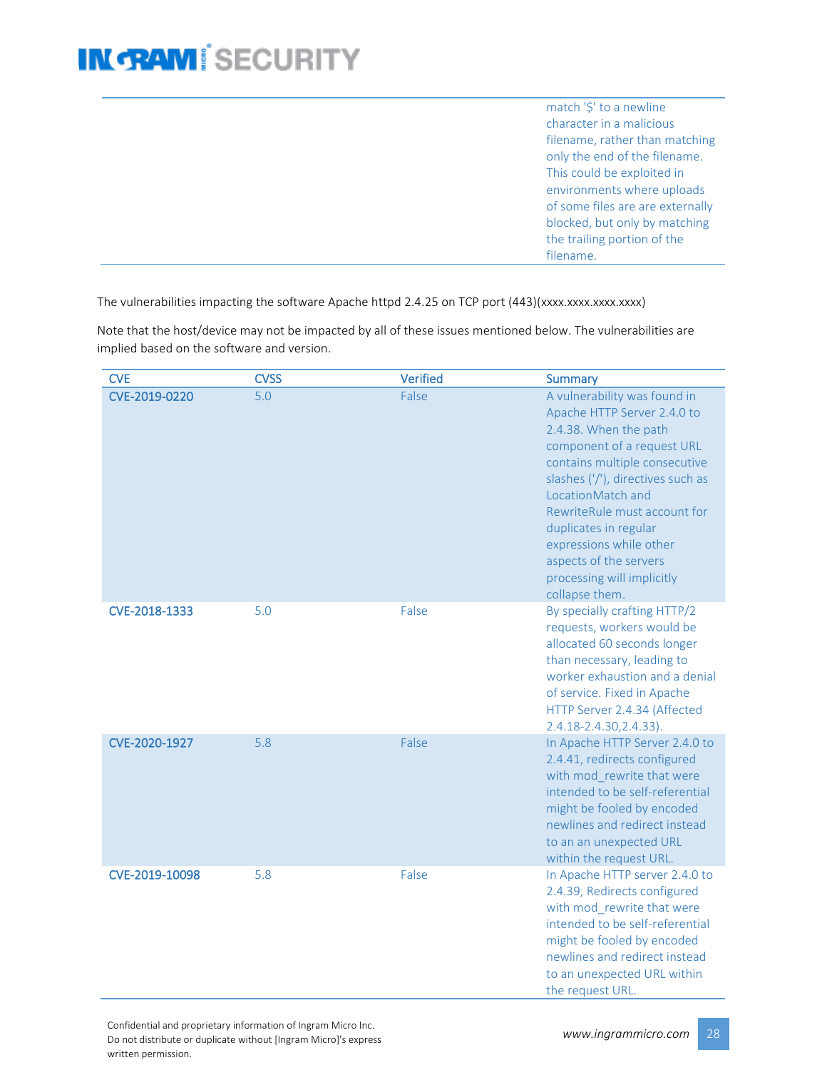| | | | |
|---|---|---|---|
| | | | match '$' to a newline character in a malicious filename, rather than matching only the end of the filename. This could be exploited in environments where uploads of some files are are externally blocked, but only by matching the trailing portion of the filename. |

The vulnerabilities impacting the software Apache httpd 2.4.25 on TCP port (443)(xxxx.xxxx.xxxx.xxxx)

Note that the host/device may not be impacted by all of these issues mentioned below. The vulnerabilities are implied based on the software and version.

| CVE | CVSS | Verified | Summary |
|---|---|---|---|
| **CVE-2019-0220** | 5.0 | False | A vulnerability was found in Apache HTTP Server 2.4.0 to 2.4.38. When the path component of a request URL contains multiple consecutive slashes ('/'), directives such as LocationMatch and RewriteRule must account for duplicates in regular expressions while other aspects of the servers processing will implicitly collapse them. |
| **CVE-2018-1333** | 5.0 | False | By specially crafting HTTP/2 requests, workers would be allocated 60 seconds longer than necessary, leading to worker exhaustion and a denial of service. Fixed in Apache HTTP Server 2.4.34 (Affected 2.4.18-2.4.30,2.4.33). |
| **CVE-2020-1927** | 5.8 | False | In Apache HTTP Server 2.4.0 to 2.4.41, redirects configured with mod_rewrite that were intended to be self-referential might be fooled by encoded newlines and redirect instead to an an unexpected URL within the request URL. |
| **CVE-2019-10098** | 5.8 | False | In Apache HTTP server 2.4.0 to 2.4.39, Redirects configured with mod_rewrite that were intended to be self-referential might be fooled by encoded newlines and redirect instead to an unexpected URL within the request URL. |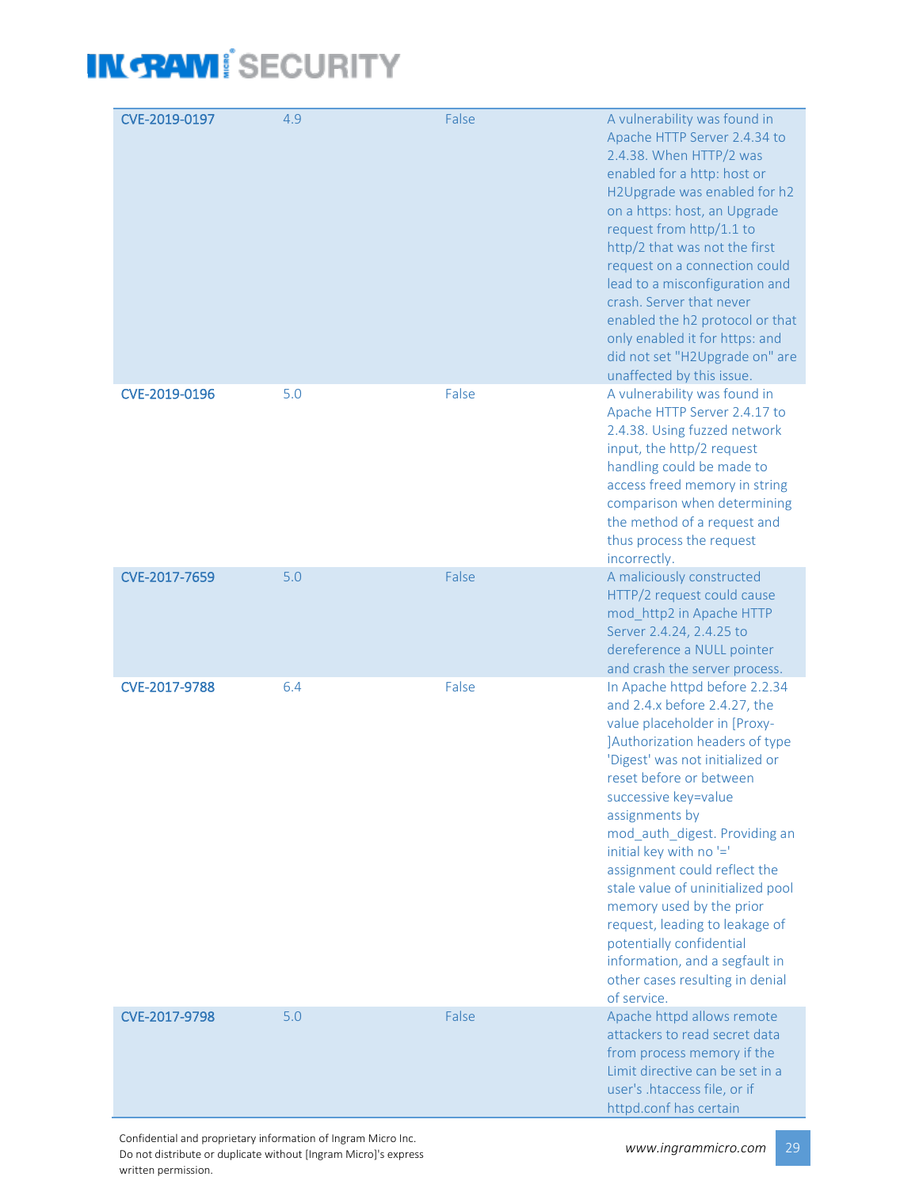| | | | |
|---|---|---|---|
| **CVE-2019-0197** | 4.9 | False | A vulnerability was found in Apache HTTP Server 2.4.34 to 2.4.38. When HTTP/2 was enabled for a http: host or H2Upgrade was enabled for h2 on a https: host, an Upgrade request from http/1.1 to http/2 that was not the first request on a connection could lead to a misconfiguration and crash. Server that never enabled the h2 protocol or that only enabled it for https: and did not set "H2Upgrade on" are unaffected by this issue. |
| **CVE-2019-0196** | 5.0 | False | A vulnerability was found in Apache HTTP Server 2.4.17 to 2.4.38. Using fuzzed network input, the http/2 request handling could be made to access freed memory in string comparison when determining the method of a request and thus process the request incorrectly. |
| **CVE-2017-7659** | 5.0 | False | A maliciously constructed HTTP/2 request could cause mod_http2 in Apache HTTP Server 2.4.24, 2.4.25 to dereference a NULL pointer and crash the server process. |
| **CVE-2017-9788** | 6.4 | False | In Apache httpd before 2.2.34 and 2.4.x before 2.4.27, the value placeholder in [Proxy-]Authorization headers of type 'Digest' was not initialized or reset before or between successive key=value assignments by mod_auth_digest. Providing an initial key with no '=' assignment could reflect the stale value of uninitialized pool memory used by the prior request, leading to leakage of potentially confidential information, and a segfault in other cases resulting in denial of service. |
| **CVE-2017-9798** | 5.0 | False | Apache httpd allows remote attackers to read secret data from process memory if the Limit directive can be set in a user's .htaccess file, or if httpd.conf has certain |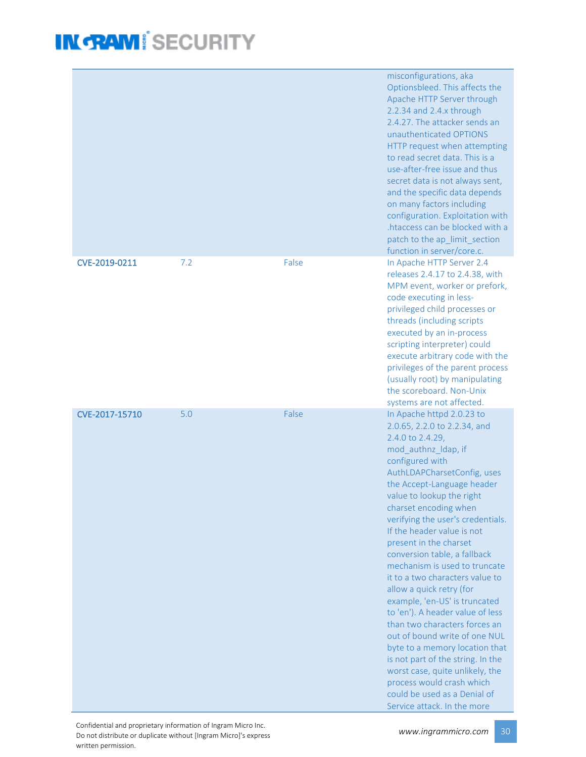| | | | |
|---|---|---|---|
| | | | misconfigurations, aka Optionsbleed. This affects the Apache HTTP Server through 2.2.34 and 2.4.x through 2.4.27. The attacker sends an unauthenticated OPTIONS HTTP request when attempting to read secret data. This is a use-after-free issue and thus secret data is not always sent, and the specific data depends on many factors including configuration. Exploitation with .htaccess can be blocked with a patch to the ap_limit_section function in server/core.c. |
| CVE-2019-0211 | 7.2 | False | In Apache HTTP Server 2.4 releases 2.4.17 to 2.4.38, with MPM event, worker or prefork, code executing in less-privileged child processes or threads (including scripts executed by an in-process scripting interpreter) could execute arbitrary code with the privileges of the parent process (usually root) by manipulating the scoreboard. Non-Unix systems are not affected. |
| CVE-2017-15710 | 5.0 | False | In Apache httpd 2.0.23 to 2.0.65, 2.2.0 to 2.2.34, and 2.4.0 to 2.4.29, mod_authnz_ldap, if configured with AuthLDAPCharsetConfig, uses the Accept-Language header value to lookup the right charset encoding when verifying the user's credentials. If the header value is not present in the charset conversion table, a fallback mechanism is used to truncate it to a two characters value to allow a quick retry (for example, 'en-US' is truncated to 'en'). A header value of less than two characters forces an out of bound write of one NUL byte to a memory location that is not part of the string. In the worst case, quite unlikely, the process would crash which could be used as a Denial of Service attack. In the more |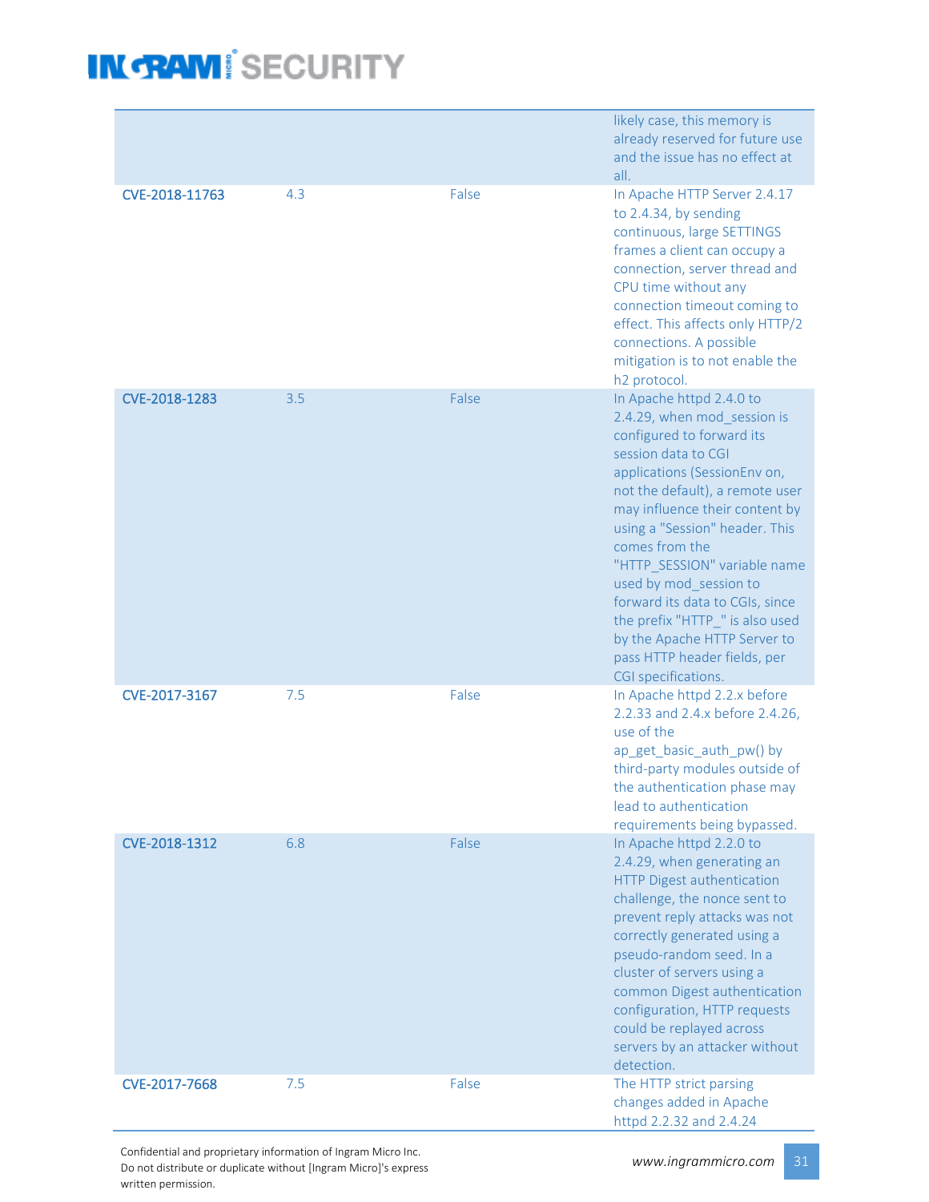| | | | |
|---|---|---|---|
| | | | likely case, this memory is already reserved for future use and the issue has no effect at all. |
| CVE-2018-11763 | 4.3 | False | In Apache HTTP Server 2.4.17 to 2.4.34, by sending continuous, large SETTINGS frames a client can occupy a connection, server thread and CPU time without any connection timeout coming to effect. This affects only HTTP/2 connections. A possible mitigation is to not enable the h2 protocol. |
| CVE-2018-1283 | 3.5 | False | In Apache httpd 2.4.0 to 2.4.29, when mod_session is configured to forward its session data to CGI applications (SessionEnv on, not the default), a remote user may influence their content by using a "Session" header. This comes from the "HTTP_SESSION" variable name used by mod_session to forward its data to CGIs, since the prefix "HTTP_" is also used by the Apache HTTP Server to pass HTTP header fields, per CGI specifications. |
| CVE-2017-3167 | 7.5 | False | In Apache httpd 2.2.x before 2.2.33 and 2.4.x before 2.4.26, use of the ap_get_basic_auth_pw() by third-party modules outside of the authentication phase may lead to authentication requirements being bypassed. |
| CVE-2018-1312 | 6.8 | False | In Apache httpd 2.2.0 to 2.4.29, when generating an HTTP Digest authentication challenge, the nonce sent to prevent reply attacks was not correctly generated using a pseudo-random seed. In a cluster of servers using a common Digest authentication configuration, HTTP requests could be replayed across servers by an attacker without detection. |
| CVE-2017-7668 | 7.5 | False | The HTTP strict parsing changes added in Apache httpd 2.2.32 and 2.4.24 |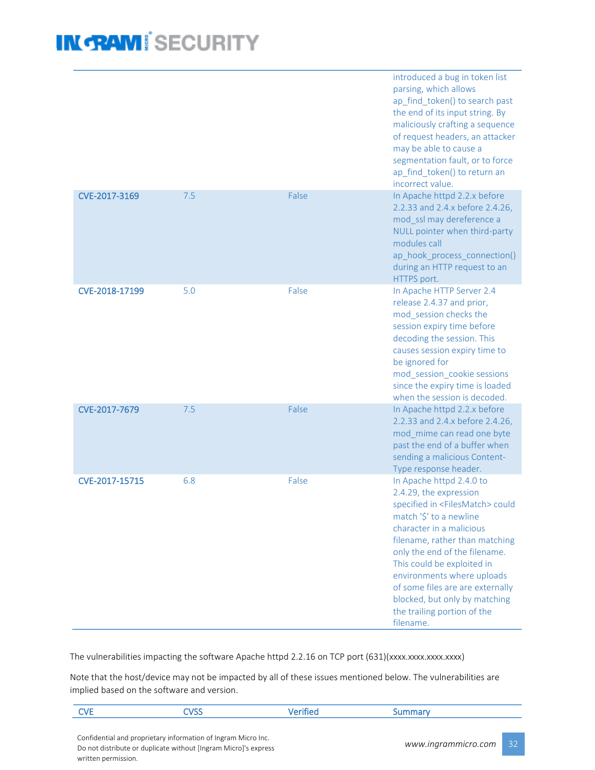| | | | |
|---|---|---|---|
| | | | introduced a bug in token list parsing, which allows ap_find_token() to search past the end of its input string. By maliciously crafting a sequence of request headers, an attacker may be able to cause a segmentation fault, or to force ap_find_token() to return an incorrect value. |
| CVE-2017-3169 | 7.5 | False | In Apache httpd 2.2.x before 2.2.33 and 2.4.x before 2.4.26, mod_ssl may dereference a NULL pointer when third-party modules call ap_hook_process_connection() during an HTTP request to an HTTPS port. |
| CVE-2018-17199 | 5.0 | False | In Apache HTTP Server 2.4 release 2.4.37 and prior, mod_session checks the session expiry time before decoding the session. This causes session expiry time to be ignored for mod_session_cookie sessions since the expiry time is loaded when the session is decoded. |
| CVE-2017-7679 | 7.5 | False | In Apache httpd 2.2.x before 2.2.33 and 2.4.x before 2.4.26, mod_mime can read one byte past the end of a buffer when sending a malicious Content-Type response header. |
| CVE-2017-15715 | 6.8 | False | In Apache httpd 2.4.0 to 2.4.29, the expression specified in <FilesMatch> could match '$' to a newline character in a malicious filename, rather than matching only the end of the filename. This could be exploited in environments where uploads of some files are are externally blocked, but only by matching the trailing portion of the filename. |

The vulnerabilities impacting the software Apache httpd 2.2.16 on TCP port (631)(xxxx.xxxx.xxxx.xxxx)

Note that the host/device may not be impacted by all of these issues mentioned below. The vulnerabilities are implied based on the software and version.

| CVE | CVSS | Verified | Summary |
|---|---|---|---|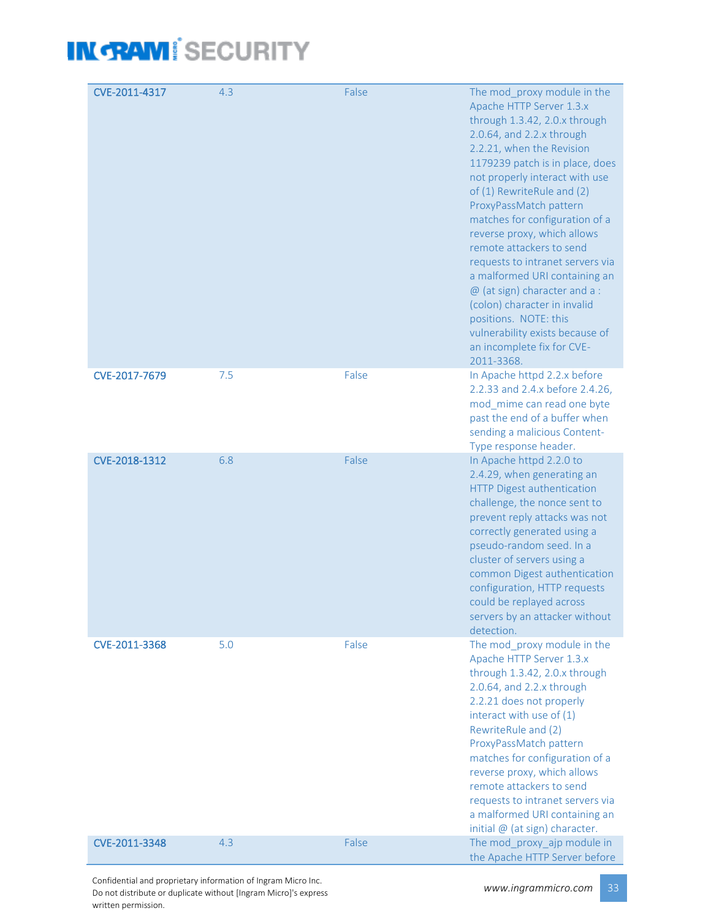| | | | |
|---|---|---|---|
| **CVE-2011-4317** | 4.3 | False | The mod_proxy module in the Apache HTTP Server 1.3.x through 1.3.42, 2.0.x through 2.0.64, and 2.2.x through 2.2.21, when the Revision 1179239 patch is in place, does not properly interact with use of (1) RewriteRule and (2) ProxyPassMatch pattern matches for configuration of a reverse proxy, which allows remote attackers to send requests to intranet servers via a malformed URI containing an @ (at sign) character and a : (colon) character in invalid positions.  NOTE: this vulnerability exists because of an incomplete fix for CVE-2011-3368. |
| **CVE-2017-7679** | 7.5 | False | In Apache httpd 2.2.x before 2.2.33 and 2.4.x before 2.4.26, mod_mime can read one byte past the end of a buffer when sending a malicious Content-Type response header. |
| **CVE-2018-1312** | 6.8 | False | In Apache httpd 2.2.0 to 2.4.29, when generating an HTTP Digest authentication challenge, the nonce sent to prevent reply attacks was not correctly generated using a pseudo-random seed. In a cluster of servers using a common Digest authentication configuration, HTTP requests could be replayed across servers by an attacker without detection. |
| **CVE-2011-3368** | 5.0 | False | The mod_proxy module in the Apache HTTP Server 1.3.x through 1.3.42, 2.0.x through 2.0.64, and 2.2.x through 2.2.21 does not properly interact with use of (1) RewriteRule and (2) ProxyPassMatch pattern matches for configuration of a reverse proxy, which allows remote attackers to send requests to intranet servers via a malformed URI containing an initial @ (at sign) character. |
| **CVE-2011-3348** | 4.3 | False | The mod_proxy_ajp module in the Apache HTTP Server before |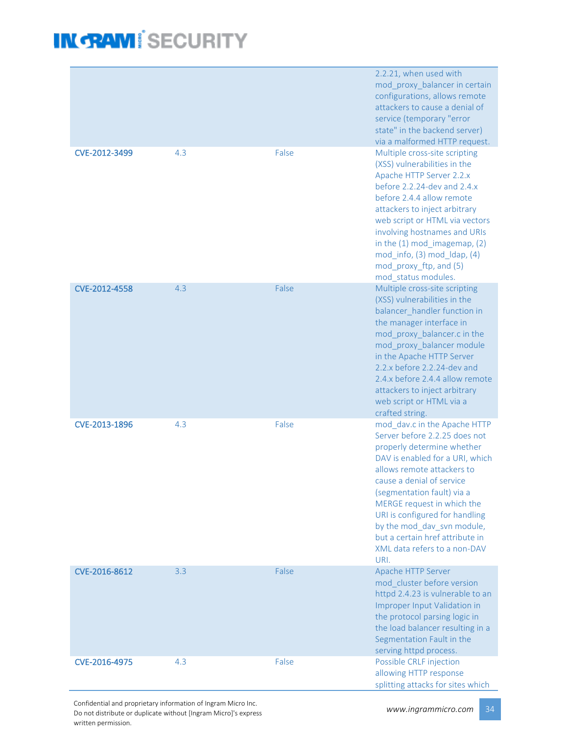| | | | |
|---|---|---|---|
| | | | 2.2.21, when used with mod_proxy_balancer in certain configurations, allows remote attackers to cause a denial of service (temporary "error state" in the backend server) via a malformed HTTP request. |
| CVE-2012-3499 | 4.3 | False | Multiple cross-site scripting (XSS) vulnerabilities in the Apache HTTP Server 2.2.x before 2.2.24-dev and 2.4.x before 2.4.4 allow remote attackers to inject arbitrary web script or HTML via vectors involving hostnames and URIs in the (1) mod_imagemap, (2) mod_info, (3) mod_ldap, (4) mod_proxy_ftp, and (5) mod_status modules. |
| CVE-2012-4558 | 4.3 | False | Multiple cross-site scripting (XSS) vulnerabilities in the balancer_handler function in the manager interface in mod_proxy_balancer.c in the mod_proxy_balancer module in the Apache HTTP Server 2.2.x before 2.2.24-dev and 2.4.x before 2.4.4 allow remote attackers to inject arbitrary web script or HTML via a crafted string. |
| CVE-2013-1896 | 4.3 | False | mod_dav.c in the Apache HTTP Server before 2.2.25 does not properly determine whether DAV is enabled for a URI, which allows remote attackers to cause a denial of service (segmentation fault) via a MERGE request in which the URI is configured for handling by the mod_dav_svn module, but a certain href attribute in XML data refers to a non-DAV URI. |
| CVE-2016-8612 | 3.3 | False | Apache HTTP Server mod_cluster before version httpd 2.4.23 is vulnerable to an Improper Input Validation in the protocol parsing logic in the load balancer resulting in a Segmentation Fault in the serving httpd process. |
| CVE-2016-4975 | 4.3 | False | Possible CRLF injection allowing HTTP response splitting attacks for sites which |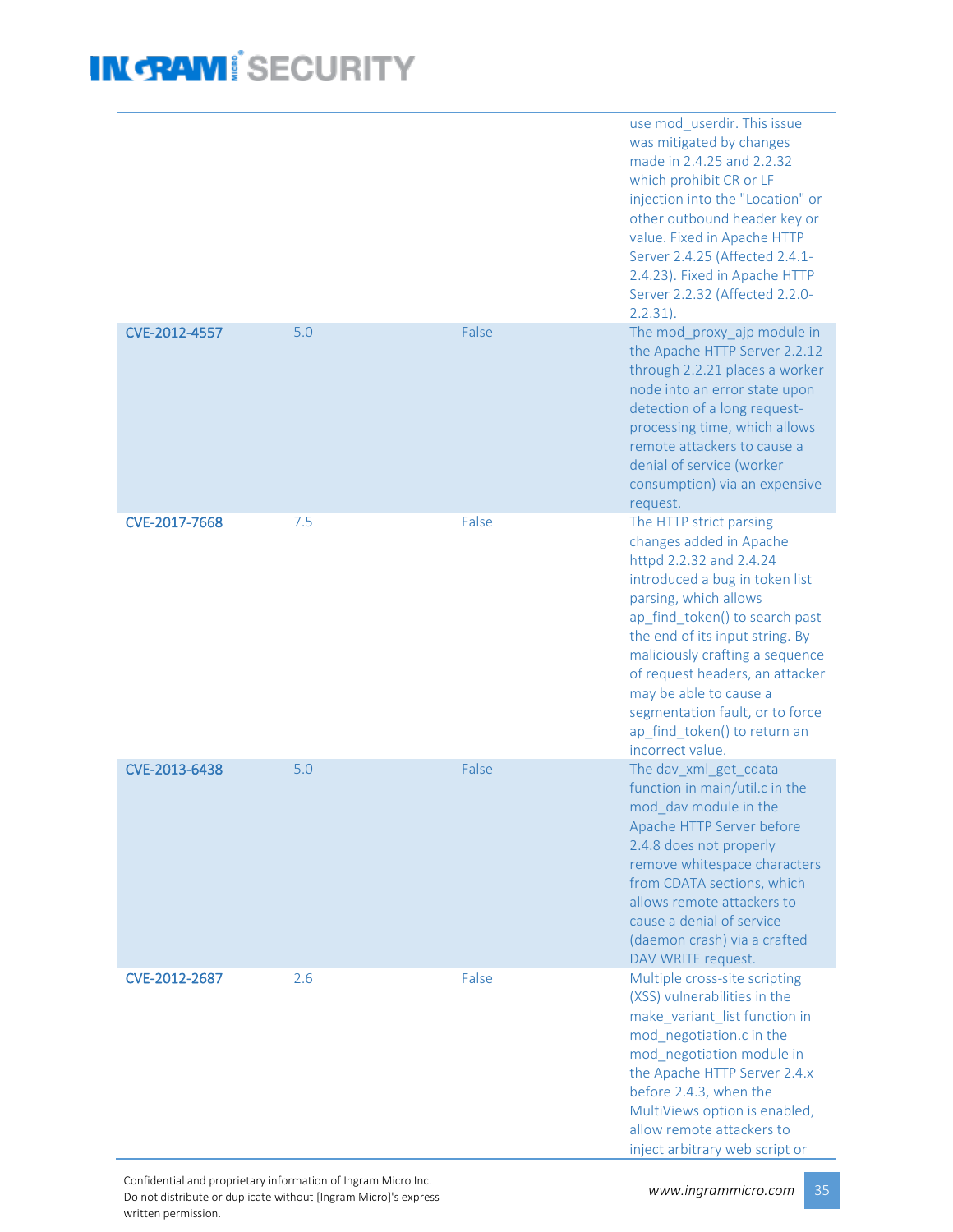| | | | |
|---|---|---|---|
| | | | use mod_userdir. This issue was mitigated by changes made in 2.4.25 and 2.2.32 which prohibit CR or LF injection into the "Location" or other outbound header key or value. Fixed in Apache HTTP Server 2.4.25 (Affected 2.4.1-2.4.23). Fixed in Apache HTTP Server 2.2.32 (Affected 2.2.0-2.2.31). |
| **CVE-2012-4557** | 5.0 | False | The mod_proxy_ajp module in the Apache HTTP Server 2.2.12 through 2.2.21 places a worker node into an error state upon detection of a long request-processing time, which allows remote attackers to cause a denial of service (worker consumption) via an expensive request. |
| **CVE-2017-7668** | 7.5 | False | The HTTP strict parsing changes added in Apache httpd 2.2.32 and 2.4.24 introduced a bug in token list parsing, which allows ap_find_token() to search past the end of its input string. By maliciously crafting a sequence of request headers, an attacker may be able to cause a segmentation fault, or to force ap_find_token() to return an incorrect value. |
| **CVE-2013-6438** | 5.0 | False | The dav_xml_get_cdata function in main/util.c in the mod_dav module in the Apache HTTP Server before 2.4.8 does not properly remove whitespace characters from CDATA sections, which allows remote attackers to cause a denial of service (daemon crash) via a crafted DAV WRITE request. |
| **CVE-2012-2687** | 2.6 | False | Multiple cross-site scripting (XSS) vulnerabilities in the make_variant_list function in mod_negotiation.c in the mod_negotiation module in the Apache HTTP Server 2.4.x before 2.4.3, when the MultiViews option is enabled, allow remote attackers to inject arbitrary web script or |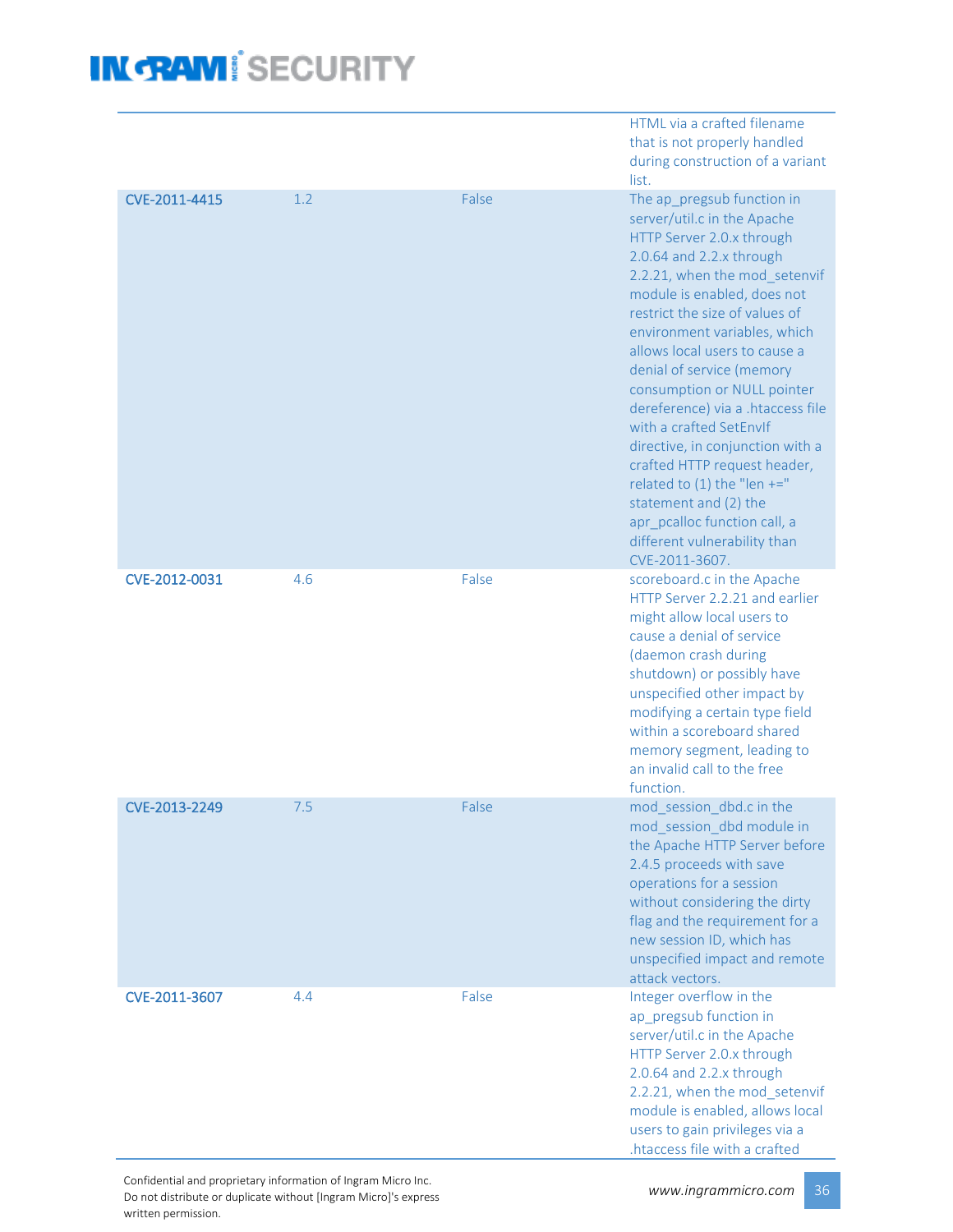| | | | |
|---|---|---|---|
| | | | HTML via a crafted filename that is not properly handled during construction of a variant list. |
| CVE-2011-4415 | 1.2 | False | The ap_pregsub function in server/util.c in the Apache HTTP Server 2.0.x through 2.0.64 and 2.2.x through 2.2.21, when the mod_setenvif module is enabled, does not restrict the size of values of environment variables, which allows local users to cause a denial of service (memory consumption or NULL pointer dereference) via a .htaccess file with a crafted SetEnvIf directive, in conjunction with a crafted HTTP request header, related to (1) the "len +=" statement and (2) the apr_pcalloc function call, a different vulnerability than CVE-2011-3607. |
| CVE-2012-0031 | 4.6 | False | scoreboard.c in the Apache HTTP Server 2.2.21 and earlier might allow local users to cause a denial of service (daemon crash during shutdown) or possibly have unspecified other impact by modifying a certain type field within a scoreboard shared memory segment, leading to an invalid call to the free function. |
| CVE-2013-2249 | 7.5 | False | mod_session_dbd.c in the mod_session_dbd module in the Apache HTTP Server before 2.4.5 proceeds with save operations for a session without considering the dirty flag and the requirement for a new session ID, which has unspecified impact and remote attack vectors. |
| CVE-2011-3607 | 4.4 | False | Integer overflow in the ap_pregsub function in server/util.c in the Apache HTTP Server 2.0.x through 2.0.64 and 2.2.x through 2.2.21, when the mod_setenvif module is enabled, allows local users to gain privileges via a .htaccess file with a crafted |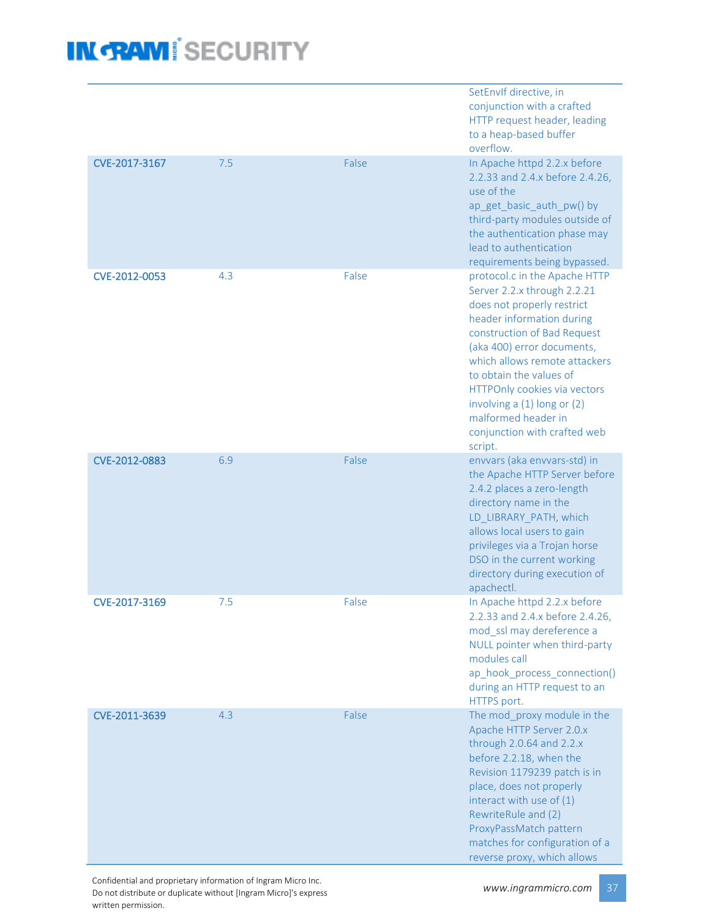| | | | |
|---|---|---|---|
| | | | SetEnvIf directive, in conjunction with a crafted HTTP request header, leading to a heap-based buffer overflow. |
| CVE-2017-3167 | 7.5 | False | In Apache httpd 2.2.x before 2.2.33 and 2.4.x before 2.4.26, use of the ap_get_basic_auth_pw() by third-party modules outside of the authentication phase may lead to authentication requirements being bypassed. |
| CVE-2012-0053 | 4.3 | False | protocol.c in the Apache HTTP Server 2.2.x through 2.2.21 does not properly restrict header information during construction of Bad Request (aka 400) error documents, which allows remote attackers to obtain the values of HTTPOnly cookies via vectors involving a (1) long or (2) malformed header in conjunction with crafted web script. |
| CVE-2012-0883 | 6.9 | False | envvars (aka envvars-std) in the Apache HTTP Server before 2.4.2 places a zero-length directory name in the LD_LIBRARY_PATH, which allows local users to gain privileges via a Trojan horse DSO in the current working directory during execution of apachectl. |
| CVE-2017-3169 | 7.5 | False | In Apache httpd 2.2.x before 2.2.33 and 2.4.x before 2.4.26, mod_ssl may dereference a NULL pointer when third-party modules call ap_hook_process_connection() during an HTTP request to an HTTPS port. |
| CVE-2011-3639 | 4.3 | False | The mod_proxy module in the Apache HTTP Server 2.0.x through 2.0.64 and 2.2.x before 2.2.18, when the Revision 1179239 patch is in place, does not properly interact with use of (1) RewriteRule and (2) ProxyPassMatch pattern matches for configuration of a reverse proxy, which allows |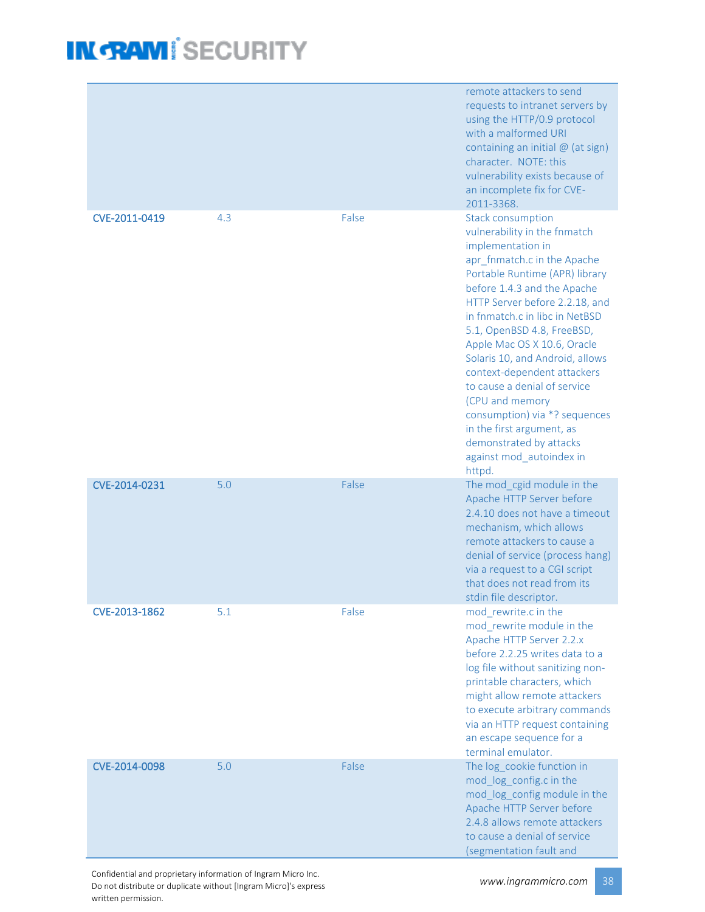| | | | |
|---|---|---|---|
| | | | remote attackers to send requests to intranet servers by using the HTTP/0.9 protocol with a malformed URI containing an initial @ (at sign) character. NOTE: this vulnerability exists because of an incomplete fix for CVE-2011-3368. |
| **CVE-2011-0419** | 4.3 | False | Stack consumption vulnerability in the fnmatch implementation in apr_fnmatch.c in the Apache Portable Runtime (APR) library before 1.4.3 and the Apache HTTP Server before 2.2.18, and in fnmatch.c in libc in NetBSD 5.1, OpenBSD 4.8, FreeBSD, Apple Mac OS X 10.6, Oracle Solaris 10, and Android, allows context-dependent attackers to cause a denial of service (CPU and memory consumption) via *? sequences in the first argument, as demonstrated by attacks against mod_autoindex in httpd. |
| **CVE-2014-0231** | 5.0 | False | The mod_cgid module in the Apache HTTP Server before 2.4.10 does not have a timeout mechanism, which allows remote attackers to cause a denial of service (process hang) via a request to a CGI script that does not read from its stdin file descriptor. |
| **CVE-2013-1862** | 5.1 | False | mod_rewrite.c in the mod_rewrite module in the Apache HTTP Server 2.2.x before 2.2.25 writes data to a log file without sanitizing non-printable characters, which might allow remote attackers to execute arbitrary commands via an HTTP request containing an escape sequence for a terminal emulator. |
| **CVE-2014-0098** | 5.0 | False | The log_cookie function in mod_log_config.c in the mod_log_config module in the Apache HTTP Server before 2.4.8 allows remote attackers to cause a denial of service (segmentation fault and |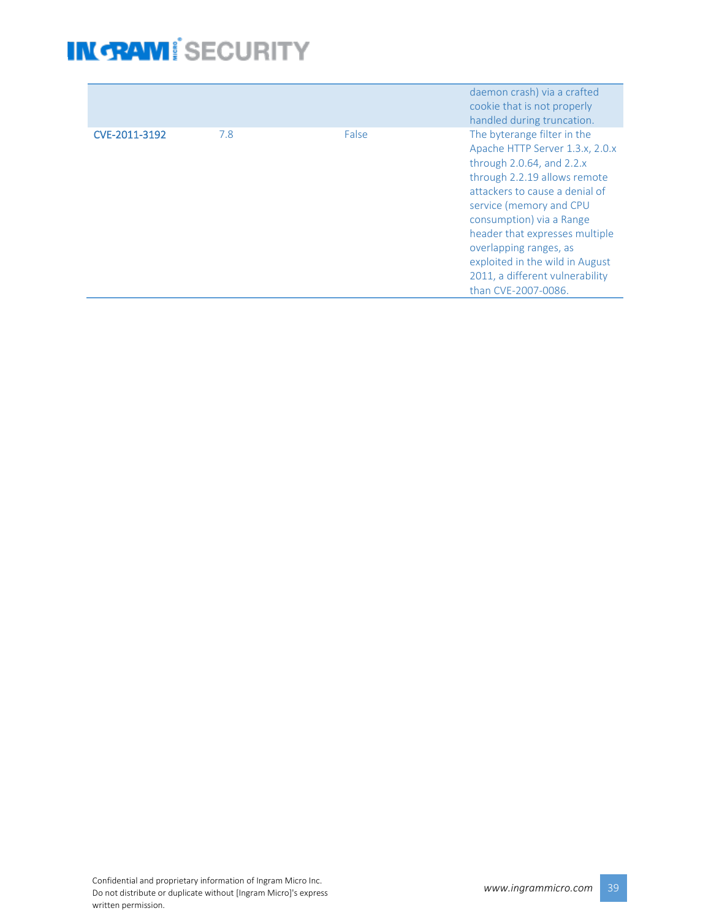| | | | |
|---|---|---|---|
| | | | daemon crash) via a crafted cookie that is not properly handled during truncation. |
| **CVE-2011-3192** | 7.8 | False | The byterange filter in the Apache HTTP Server 1.3.x, 2.0.x through 2.0.64, and 2.2.x through 2.2.19 allows remote attackers to cause a denial of service (memory and CPU consumption) via a Range header that expresses multiple overlapping ranges, as exploited in the wild in August 2011, a different vulnerability than CVE-2007-0086. |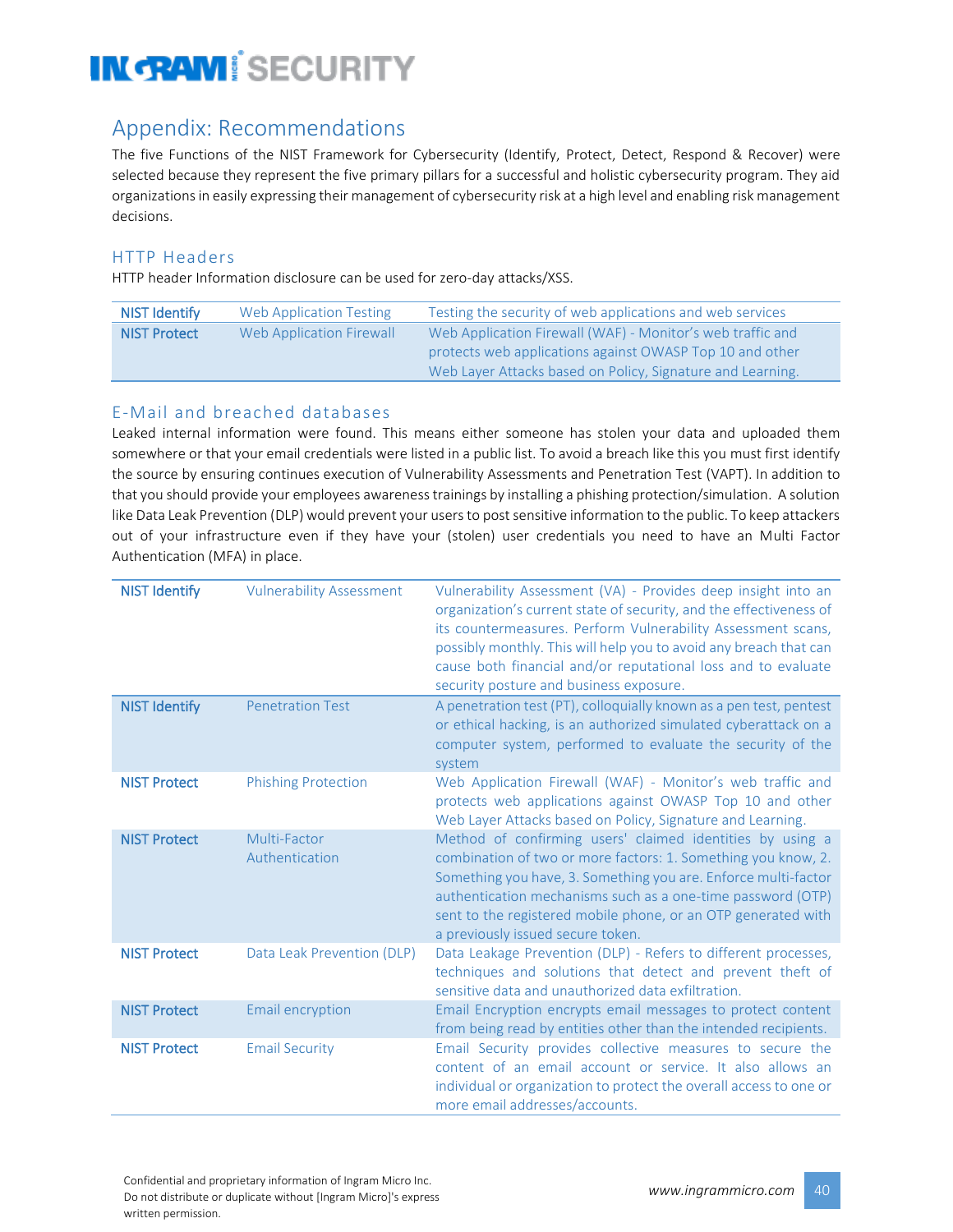## Appendix: Recommendations

The five Functions of the NIST Framework for Cybersecurity (Identify, Protect, Detect, Respond & Recover) were selected because they represent the five primary pillars for a successful and holistic cybersecurity program. They aid organizations in easily expressing their management of cybersecurity risk at a high level and enabling risk management decisions.

### HTTP Headers

HTTP header Information disclosure can be used for zero-day attacks/XSS.

| | | |
|---|---|---|
| **NIST Identify** | Web Application Testing | Testing the security of web applications and web services |
| **NIST Protect** | Web Application Firewall | Web Application Firewall (WAF) - Monitor's web traffic and protects web applications against OWASP Top 10 and other Web Layer Attacks based on Policy, Signature and Learning. |

### E-Mail and breached databases

Leaked internal information were found. This means either someone has stolen your data and uploaded them somewhere or that your email credentials were listed in a public list. To avoid a breach like this you must first identify the source by ensuring continues execution of Vulnerability Assessments and Penetration Test (VAPT). In addition to that you should provide your employees awareness trainings by installing a phishing protection/simulation. A solution like Data Leak Prevention (DLP) would prevent your users to post sensitive information to the public. To keep attackers out of your infrastructure even if they have your (stolen) user credentials you need to have an Multi Factor Authentication (MFA) in place.

| | | |
|---|---|---|
| **NIST Identify** | Vulnerability Assessment | Vulnerability Assessment (VA) - Provides deep insight into an organization's current state of security, and the effectiveness of its countermeasures. Perform Vulnerability Assessment scans, possibly monthly. This will help you to avoid any breach that can cause both financial and/or reputational loss and to evaluate security posture and business exposure. |
| **NIST Identify** | Penetration Test | A penetration test (PT), colloquially known as a pen test, pentest or ethical hacking, is an authorized simulated cyberattack on a computer system, performed to evaluate the security of the system |
| **NIST Protect** | Phishing Protection | Web Application Firewall (WAF) - Monitor's web traffic and protects web applications against OWASP Top 10 and other Web Layer Attacks based on Policy, Signature and Learning. |
| **NIST Protect** | Multi-Factor Authentication | Method of confirming users' claimed identities by using a combination of two or more factors: 1. Something you know, 2. Something you have, 3. Something you are. Enforce multi-factor authentication mechanisms such as a one-time password (OTP) sent to the registered mobile phone, or an OTP generated with a previously issued secure token. |
| **NIST Protect** | Data Leak Prevention (DLP) | Data Leakage Prevention (DLP) - Refers to different processes, techniques and solutions that detect and prevent theft of sensitive data and unauthorized data exfiltration. |
| **NIST Protect** | Email encryption | Email Encryption encrypts email messages to protect content from being read by entities other than the intended recipients. |
| **NIST Protect** | Email Security | Email Security provides collective measures to secure the content of an email account or service. It also allows an individual or organization to protect the overall access to one or more email addresses/accounts. |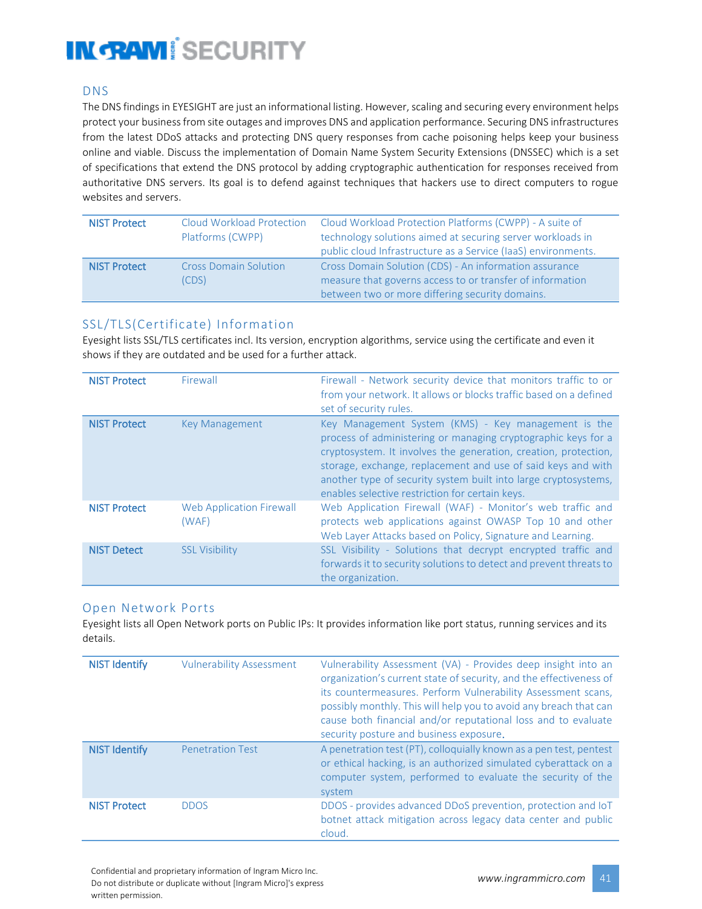## DNS

The DNS findings in EYESIGHT are just an informational listing. However, scaling and securing every environment helps protect your business from site outages and improves DNS and application performance. Securing DNS infrastructures from the latest DDoS attacks and protecting DNS query responses from cache poisoning helps keep your business online and viable. Discuss the implementation of Domain Name System Security Extensions (DNSSEC) which is a set of specifications that extend the DNS protocol by adding cryptographic authentication for responses received from authoritative DNS servers. Its goal is to defend against techniques that hackers use to direct computers to rogue websites and servers.

| | | |
|---|---|---|
| NIST Protect | Cloud Workload Protection Platforms (CWPP) | Cloud Workload Protection Platforms (CWPP) - A suite of technology solutions aimed at securing server workloads in public cloud Infrastructure as a Service (IaaS) environments. |
| NIST Protect | Cross Domain Solution (CDS) | Cross Domain Solution (CDS) - An information assurance measure that governs access to or transfer of information between two or more differing security domains. |

## SSL/TLS(Certificate) Information

Eyesight lists SSL/TLS certificates incl. Its version, encryption algorithms, service using the certificate and even it shows if they are outdated and be used for a further attack.

| | | |
|---|---|---|
| NIST Protect | Firewall | Firewall - Network security device that monitors traffic to or from your network. It allows or blocks traffic based on a defined set of security rules. |
| NIST Protect | Key Management | Key Management System (KMS) - Key management is the process of administering or managing cryptographic keys for a cryptosystem. It involves the generation, creation, protection, storage, exchange, replacement and use of said keys and with another type of security system built into large cryptosystems, enables selective restriction for certain keys. |
| NIST Protect | Web Application Firewall (WAF) | Web Application Firewall (WAF) - Monitor's web traffic and protects web applications against OWASP Top 10 and other Web Layer Attacks based on Policy, Signature and Learning. |
| NIST Detect | SSL Visibility | SSL Visibility - Solutions that decrypt encrypted traffic and forwards it to security solutions to detect and prevent threats to the organization. |

## Open Network Ports

Eyesight lists all Open Network ports on Public IPs: It provides information like port status, running services and its details.

| | | |
|---|---|---|
| NIST Identify | Vulnerability Assessment | Vulnerability Assessment (VA) - Provides deep insight into an organization's current state of security, and the effectiveness of its countermeasures. Perform Vulnerability Assessment scans, possibly monthly. This will help you to avoid any breach that can cause both financial and/or reputational loss and to evaluate security posture and business exposure. |
| NIST Identify | Penetration Test | A penetration test (PT), colloquially known as a pen test, pentest or ethical hacking, is an authorized simulated cyberattack on a computer system, performed to evaluate the security of the system |
| NIST Protect | DDOS | DDOS - provides advanced DDoS prevention, protection and IoT botnet attack mitigation across legacy data center and public cloud. |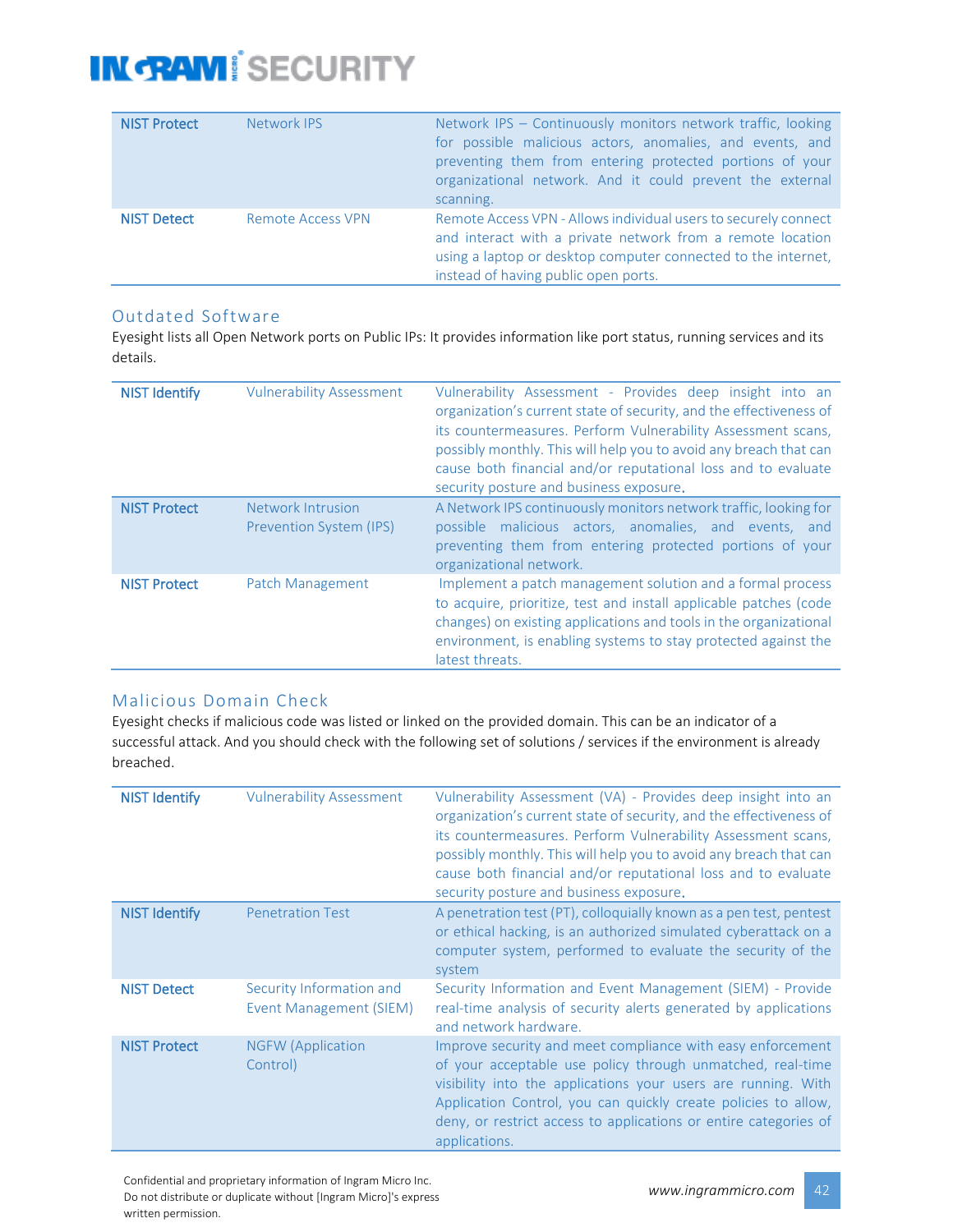| NIST Protect | Network IPS | Network IPS – Continuously monitors network traffic, looking for possible malicious actors, anomalies, and events, and preventing them from entering protected portions of your organizational network. And it could prevent the external scanning. |
|---|---|---|
| NIST Detect | Remote Access VPN | Remote Access VPN - Allows individual users to securely connect and interact with a private network from a remote location using a laptop or desktop computer connected to the internet, instead of having public open ports. |

## Outdated Software

Eyesight lists all Open Network ports on Public IPs: It provides information like port status, running services and its details.

| NIST Identify | Vulnerability Assessment | Vulnerability Assessment - Provides deep insight into an organization's current state of security, and the effectiveness of its countermeasures. Perform Vulnerability Assessment scans, possibly monthly. This will help you to avoid any breach that can cause both financial and/or reputational loss and to evaluate security posture and business exposure. |
|---|---|---|
| NIST Protect | Network Intrusion Prevention System (IPS) | A Network IPS continuously monitors network traffic, looking for possible malicious actors, anomalies, and events, and preventing them from entering protected portions of your organizational network. |
| NIST Protect | Patch Management | Implement a patch management solution and a formal process to acquire, prioritize, test and install applicable patches (code changes) on existing applications and tools in the organizational environment, is enabling systems to stay protected against the latest threats. |

## Malicious Domain Check

Eyesight checks if malicious code was listed or linked on the provided domain. This can be an indicator of a successful attack. And you should check with the following set of solutions / services if the environment is already breached.

| NIST Identify | Vulnerability Assessment | Vulnerability Assessment (VA) - Provides deep insight into an organization's current state of security, and the effectiveness of its countermeasures. Perform Vulnerability Assessment scans, possibly monthly. This will help you to avoid any breach that can cause both financial and/or reputational loss and to evaluate security posture and business exposure. |
|---|---|---|
| NIST Identify | Penetration Test | A penetration test (PT), colloquially known as a pen test, pentest or ethical hacking, is an authorized simulated cyberattack on a computer system, performed to evaluate the security of the system |
| NIST Detect | Security Information and Event Management (SIEM) | Security Information and Event Management (SIEM) - Provide real-time analysis of security alerts generated by applications and network hardware. |
| NIST Protect | NGFW (Application Control) | Improve security and meet compliance with easy enforcement of your acceptable use policy through unmatched, real-time visibility into the applications your users are running. With Application Control, you can quickly create policies to allow, deny, or restrict access to applications or entire categories of applications. |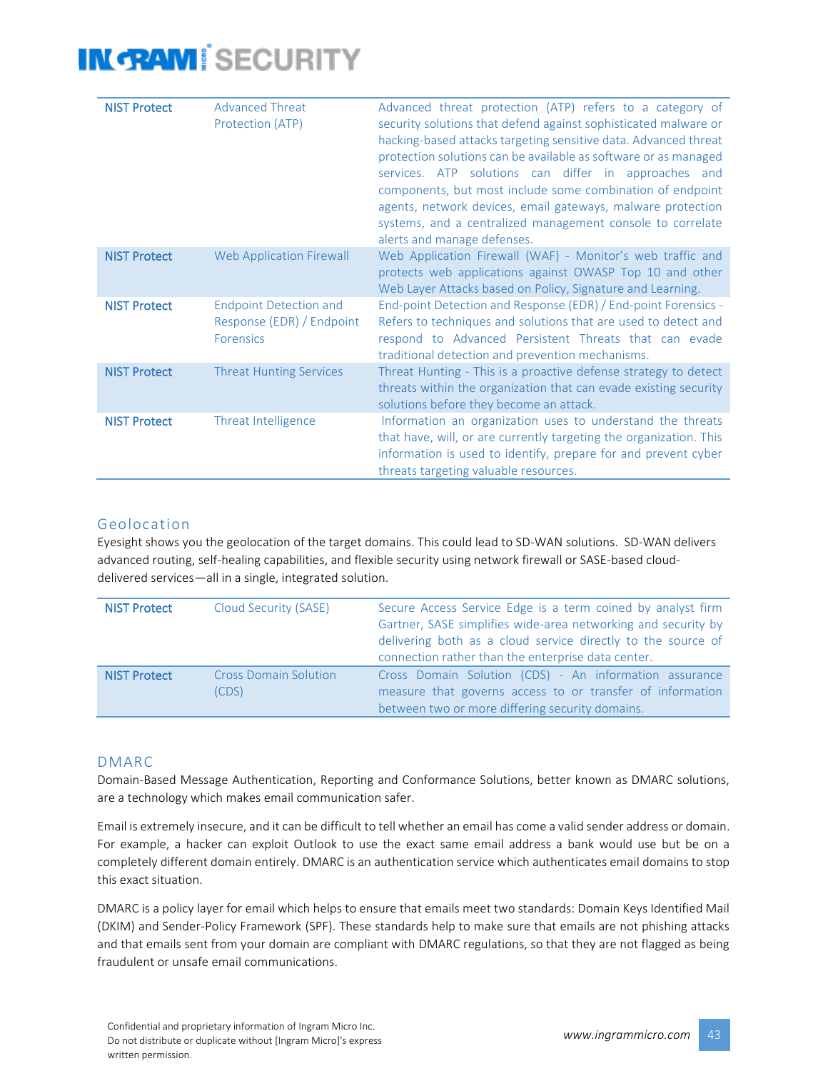| | | |
|---|---|---|
| NIST Protect | Advanced Threat Protection (ATP) | Advanced threat protection (ATP) refers to a category of security solutions that defend against sophisticated malware or hacking-based attacks targeting sensitive data. Advanced threat protection solutions can be available as software or as managed services. ATP solutions can differ in approaches and components, but most include some combination of endpoint agents, network devices, email gateways, malware protection systems, and a centralized management console to correlate alerts and manage defenses. |
| NIST Protect | Web Application Firewall | Web Application Firewall (WAF) - Monitor's web traffic and protects web applications against OWASP Top 10 and other Web Layer Attacks based on Policy, Signature and Learning. |
| NIST Protect | Endpoint Detection and Response (EDR) / Endpoint Forensics | End-point Detection and Response (EDR) / End-point Forensics - Refers to techniques and solutions that are used to detect and respond to Advanced Persistent Threats that can evade traditional detection and prevention mechanisms. |
| NIST Protect | Threat Hunting Services | Threat Hunting - This is a proactive defense strategy to detect threats within the organization that can evade existing security solutions before they become an attack. |
| NIST Protect | Threat Intelligence | Information an organization uses to understand the threats that have, will, or are currently targeting the organization. This information is used to identify, prepare for and prevent cyber threats targeting valuable resources. |

## Geolocation

Eyesight shows you the geolocation of the target domains. This could lead to SD-WAN solutions. SD-WAN delivers advanced routing, self-healing capabilities, and flexible security using network firewall or SASE-based cloud-delivered services—all in a single, integrated solution.

| | | |
|---|---|---|
| NIST Protect | Cloud Security (SASE) | Secure Access Service Edge is a term coined by analyst firm Gartner, SASE simplifies wide-area networking and security by delivering both as a cloud service directly to the source of connection rather than the enterprise data center. |
| NIST Protect | Cross Domain Solution (CDS) | Cross Domain Solution (CDS) - An information assurance measure that governs access to or transfer of information between two or more differing security domains. |

## DMARC

Domain-Based Message Authentication, Reporting and Conformance Solutions, better known as DMARC solutions, are a technology which makes email communication safer.

Email is extremely insecure, and it can be difficult to tell whether an email has come a valid sender address or domain. For example, a hacker can exploit Outlook to use the exact same email address a bank would use but be on a completely different domain entirely. DMARC is an authentication service which authenticates email domains to stop this exact situation.

DMARC is a policy layer for email which helps to ensure that emails meet two standards: Domain Keys Identified Mail (DKIM) and Sender-Policy Framework (SPF). These standards help to make sure that emails are not phishing attacks and that emails sent from your domain are compliant with DMARC regulations, so that they are not flagged as being fraudulent or unsafe email communications.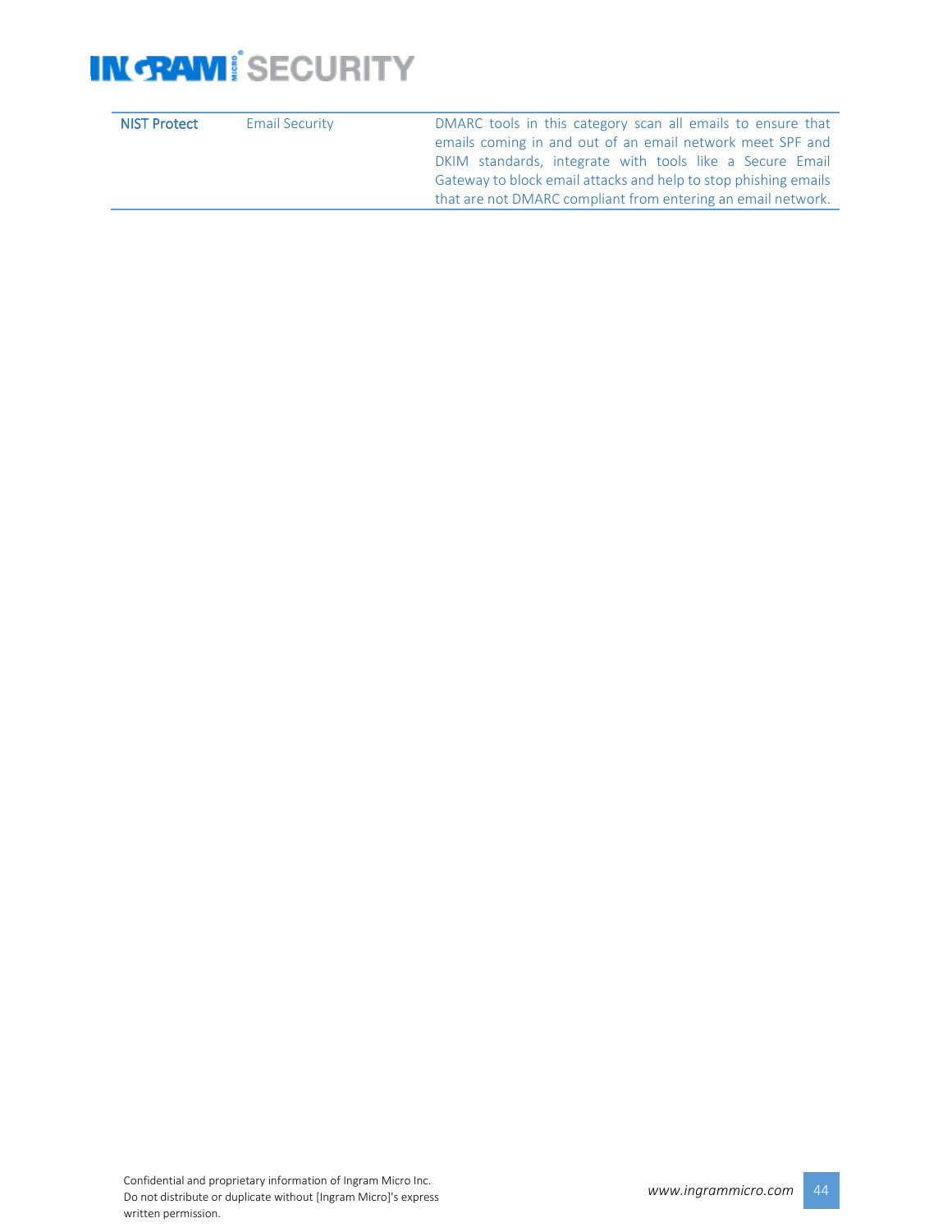| | | |
|---|---|---|
| NIST Protect | Email Security | DMARC tools in this category scan all emails to ensure that emails coming in and out of an email network meet SPF and DKIM standards, integrate with tools like a Secure Email Gateway to block email attacks and help to stop phishing emails that are not DMARC compliant from entering an email network. |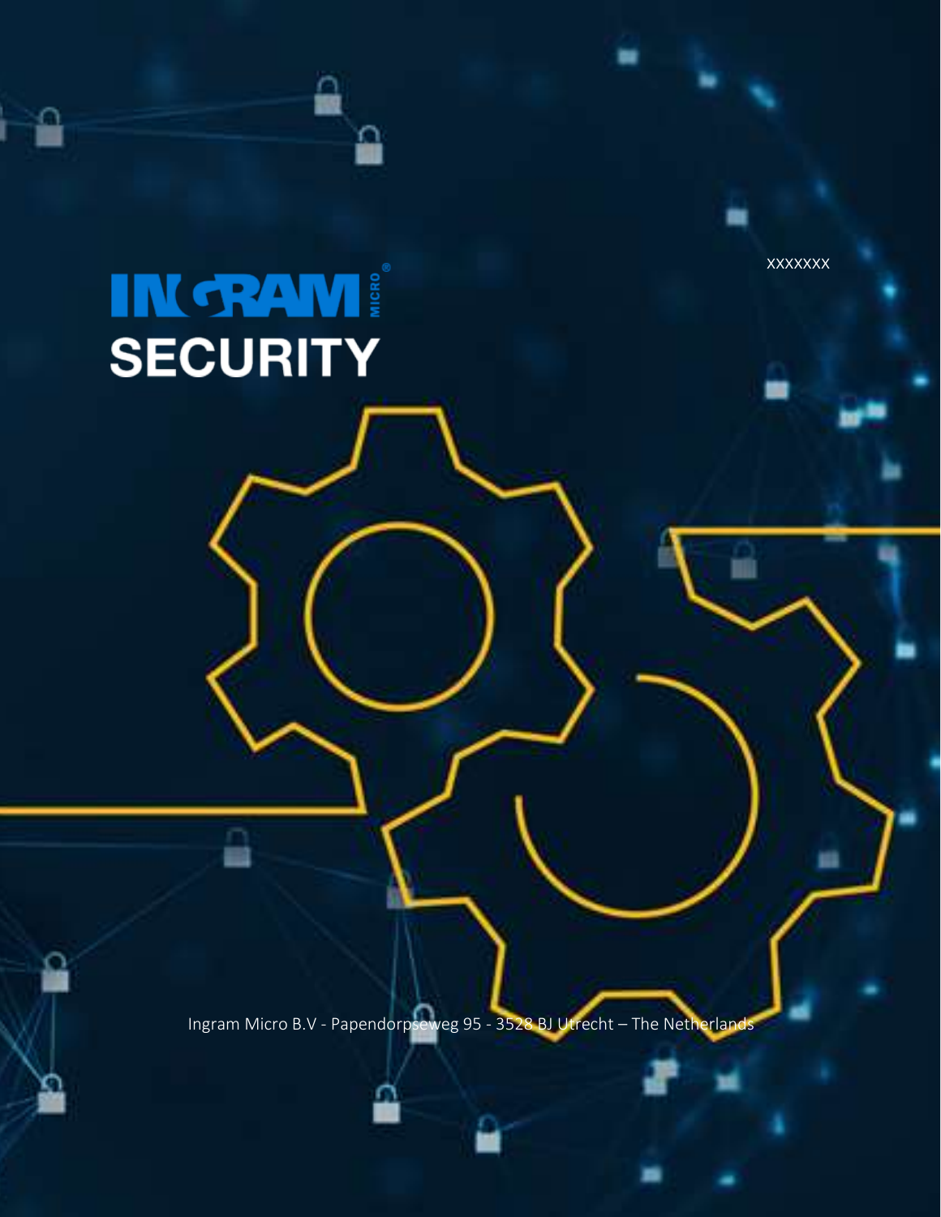XXXXXXX

INGRAM MICRO
SECURITY

Ingram Micro B.V - Papendorpseweg 95 - 3528 BJ Utrecht – The Netherlands